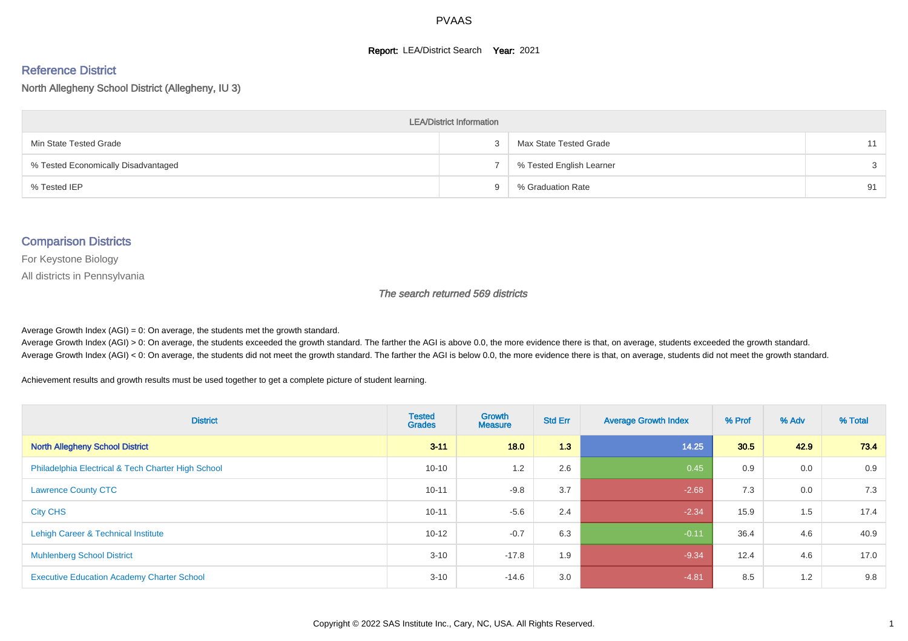# PVAAS

**Report:** LEA/District Search **Year:** 2021

## Reference District

North Allegheny School District (Allegheny, IU 3)

| LEA/District Information | | | |
|---|---|---|---|
| Min State Tested Grade | 3 | Max State Tested Grade | 11 |
| % Tested Economically Disadvantaged | 7 | % Tested English Learner | 3 |
| % Tested IEP | 9 | % Graduation Rate | 91 |

## Comparison Districts

For Keystone Biology

All districts in Pennsylvania

*The search returned 569 districts*

Average Growth Index (AGI) = 0: On average, the students met the growth standard.

Average Growth Index (AGI) > 0: On average, the students exceeded the growth standard. The farther the AGI is above 0.0, the more evidence there is that, on average, students exceeded the growth standard.

Average Growth Index (AGI) < 0: On average, the students did not meet the growth standard. The farther the AGI is below 0.0, the more evidence there is that, on average, students did not meet the growth standard.

Achievement results and growth results must be used together to get a complete picture of student learning.

| District | Tested Grades | Growth Measure | Std Err | Average Growth Index | % Prof | % Adv | % Total |
|---|---|---|---|---|---|---|---|
| **North Allegheny School District** | **3-11** | **18.0** | **1.3** | **14.25** | **30.5** | **42.9** | **73.4** |
| Philadelphia Electrical & Tech Charter High School | 10-10 | 1.2 | 2.6 | 0.45 | 0.9 | 0.0 | 0.9 |
| Lawrence County CTC | 10-11 | -9.8 | 3.7 | -2.68 | 7.3 | 0.0 | 7.3 |
| City CHS | 10-11 | -5.6 | 2.4 | -2.34 | 15.9 | 1.5 | 17.4 |
| Lehigh Career & Technical Institute | 10-12 | -0.7 | 6.3 | -0.11 | 36.4 | 4.6 | 40.9 |
| Muhlenberg School District | 3-10 | -17.8 | 1.9 | -9.34 | 12.4 | 4.6 | 17.0 |
| Executive Education Academy Charter School | 3-10 | -14.6 | 3.0 | -4.81 | 8.5 | 1.2 | 9.8 |

Copyright © 2022 SAS Institute Inc., Cary, NC, USA. All Rights Reserved.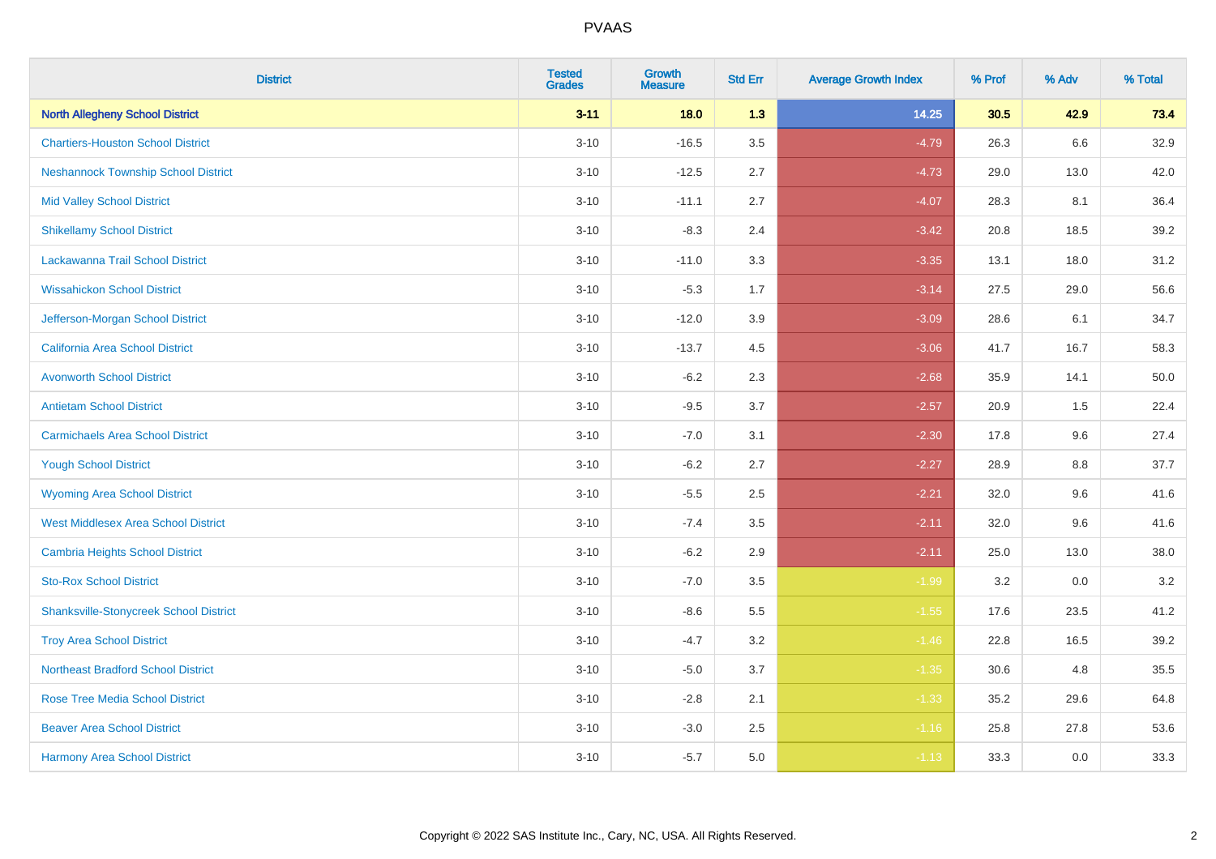| District | Tested Grades | Growth Measure | Std Err | Average Growth Index | % Prof | % Adv | % Total |
|---|---|---|---|---|---|---|---|
| **North Allegheny School District** | **3-11** | **18.0** | **1.3** | **14.25** | **30.5** | **42.9** | **73.4** |
| Chartiers-Houston School District | 3-10 | -16.5 | 3.5 | -4.79 | 26.3 | 6.6 | 32.9 |
| Neshannock Township School District | 3-10 | -12.5 | 2.7 | -4.73 | 29.0 | 13.0 | 42.0 |
| Mid Valley School District | 3-10 | -11.1 | 2.7 | -4.07 | 28.3 | 8.1 | 36.4 |
| Shikellamy School District | 3-10 | -8.3 | 2.4 | -3.42 | 20.8 | 18.5 | 39.2 |
| Lackawanna Trail School District | 3-10 | -11.0 | 3.3 | -3.35 | 13.1 | 18.0 | 31.2 |
| Wissahickon School District | 3-10 | -5.3 | 1.7 | -3.14 | 27.5 | 29.0 | 56.6 |
| Jefferson-Morgan School District | 3-10 | -12.0 | 3.9 | -3.09 | 28.6 | 6.1 | 34.7 |
| California Area School District | 3-10 | -13.7 | 4.5 | -3.06 | 41.7 | 16.7 | 58.3 |
| Avonworth School District | 3-10 | -6.2 | 2.3 | -2.68 | 35.9 | 14.1 | 50.0 |
| Antietam School District | 3-10 | -9.5 | 3.7 | -2.57 | 20.9 | 1.5 | 22.4 |
| Carmichaels Area School District | 3-10 | -7.0 | 3.1 | -2.30 | 17.8 | 9.6 | 27.4 |
| Yough School District | 3-10 | -6.2 | 2.7 | -2.27 | 28.9 | 8.8 | 37.7 |
| Wyoming Area School District | 3-10 | -5.5 | 2.5 | -2.21 | 32.0 | 9.6 | 41.6 |
| West Middlesex Area School District | 3-10 | -7.4 | 3.5 | -2.11 | 32.0 | 9.6 | 41.6 |
| Cambria Heights School District | 3-10 | -6.2 | 2.9 | -2.11 | 25.0 | 13.0 | 38.0 |
| Sto-Rox School District | 3-10 | -7.0 | 3.5 | -1.99 | 3.2 | 0.0 | 3.2 |
| Shanksville-Stonycreek School District | 3-10 | -8.6 | 5.5 | -1.55 | 17.6 | 23.5 | 41.2 |
| Troy Area School District | 3-10 | -4.7 | 3.2 | -1.46 | 22.8 | 16.5 | 39.2 |
| Northeast Bradford School District | 3-10 | -5.0 | 3.7 | -1.35 | 30.6 | 4.8 | 35.5 |
| Rose Tree Media School District | 3-10 | -2.8 | 2.1 | -1.33 | 35.2 | 29.6 | 64.8 |
| Beaver Area School District | 3-10 | -3.0 | 2.5 | -1.16 | 25.8 | 27.8 | 53.6 |
| Harmony Area School District | 3-10 | -5.7 | 5.0 | -1.13 | 33.3 | 0.0 | 33.3 |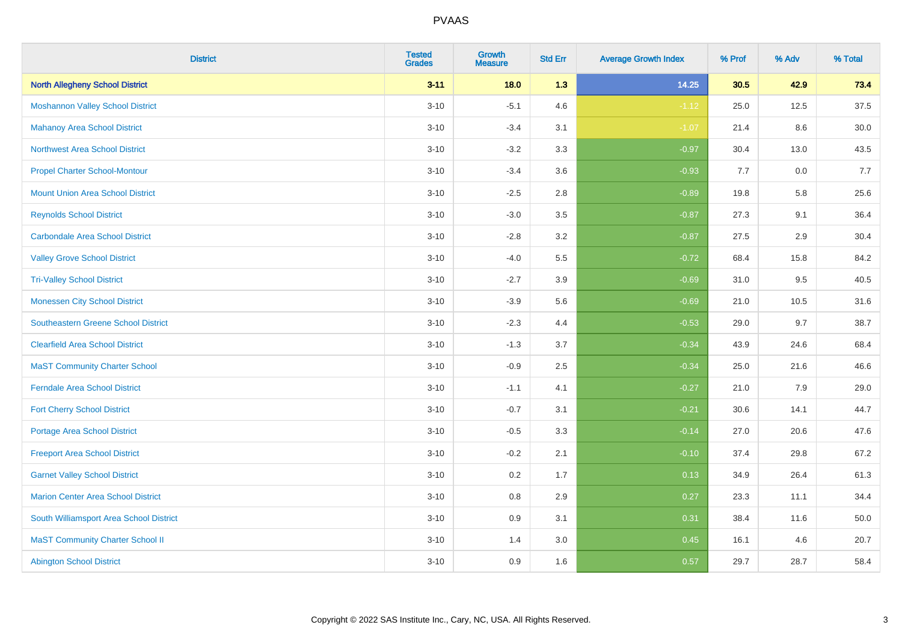| District | Tested Grades | Growth Measure | Std Err | Average Growth Index | % Prof | % Adv | % Total |
|---|---|---|---|---|---|---|---|
| **North Allegheny School District** | **3-11** | **18.0** | **1.3** | **14.25** | **30.5** | **42.9** | **73.4** |
| Moshannon Valley School District | 3-10 | -5.1 | 4.6 | -1.12 | 25.0 | 12.5 | 37.5 |
| Mahanoy Area School District | 3-10 | -3.4 | 3.1 | -1.07 | 21.4 | 8.6 | 30.0 |
| Northwest Area School District | 3-10 | -3.2 | 3.3 | -0.97 | 30.4 | 13.0 | 43.5 |
| Propel Charter School-Montour | 3-10 | -3.4 | 3.6 | -0.93 | 7.7 | 0.0 | 7.7 |
| Mount Union Area School District | 3-10 | -2.5 | 2.8 | -0.89 | 19.8 | 5.8 | 25.6 |
| Reynolds School District | 3-10 | -3.0 | 3.5 | -0.87 | 27.3 | 9.1 | 36.4 |
| Carbondale Area School District | 3-10 | -2.8 | 3.2 | -0.87 | 27.5 | 2.9 | 30.4 |
| Valley Grove School District | 3-10 | -4.0 | 5.5 | -0.72 | 68.4 | 15.8 | 84.2 |
| Tri-Valley School District | 3-10 | -2.7 | 3.9 | -0.69 | 31.0 | 9.5 | 40.5 |
| Monessen City School District | 3-10 | -3.9 | 5.6 | -0.69 | 21.0 | 10.5 | 31.6 |
| Southeastern Greene School District | 3-10 | -2.3 | 4.4 | -0.53 | 29.0 | 9.7 | 38.7 |
| Clearfield Area School District | 3-10 | -1.3 | 3.7 | -0.34 | 43.9 | 24.6 | 68.4 |
| MaST Community Charter School | 3-10 | -0.9 | 2.5 | -0.34 | 25.0 | 21.6 | 46.6 |
| Ferndale Area School District | 3-10 | -1.1 | 4.1 | -0.27 | 21.0 | 7.9 | 29.0 |
| Fort Cherry School District | 3-10 | -0.7 | 3.1 | -0.21 | 30.6 | 14.1 | 44.7 |
| Portage Area School District | 3-10 | -0.5 | 3.3 | -0.14 | 27.0 | 20.6 | 47.6 |
| Freeport Area School District | 3-10 | -0.2 | 2.1 | -0.10 | 37.4 | 29.8 | 67.2 |
| Garnet Valley School District | 3-10 | 0.2 | 1.7 | 0.13 | 34.9 | 26.4 | 61.3 |
| Marion Center Area School District | 3-10 | 0.8 | 2.9 | 0.27 | 23.3 | 11.1 | 34.4 |
| South Williamsport Area School District | 3-10 | 0.9 | 3.1 | 0.31 | 38.4 | 11.6 | 50.0 |
| MaST Community Charter School II | 3-10 | 1.4 | 3.0 | 0.45 | 16.1 | 4.6 | 20.7 |
| Abington School District | 3-10 | 0.9 | 1.6 | 0.57 | 29.7 | 28.7 | 58.4 |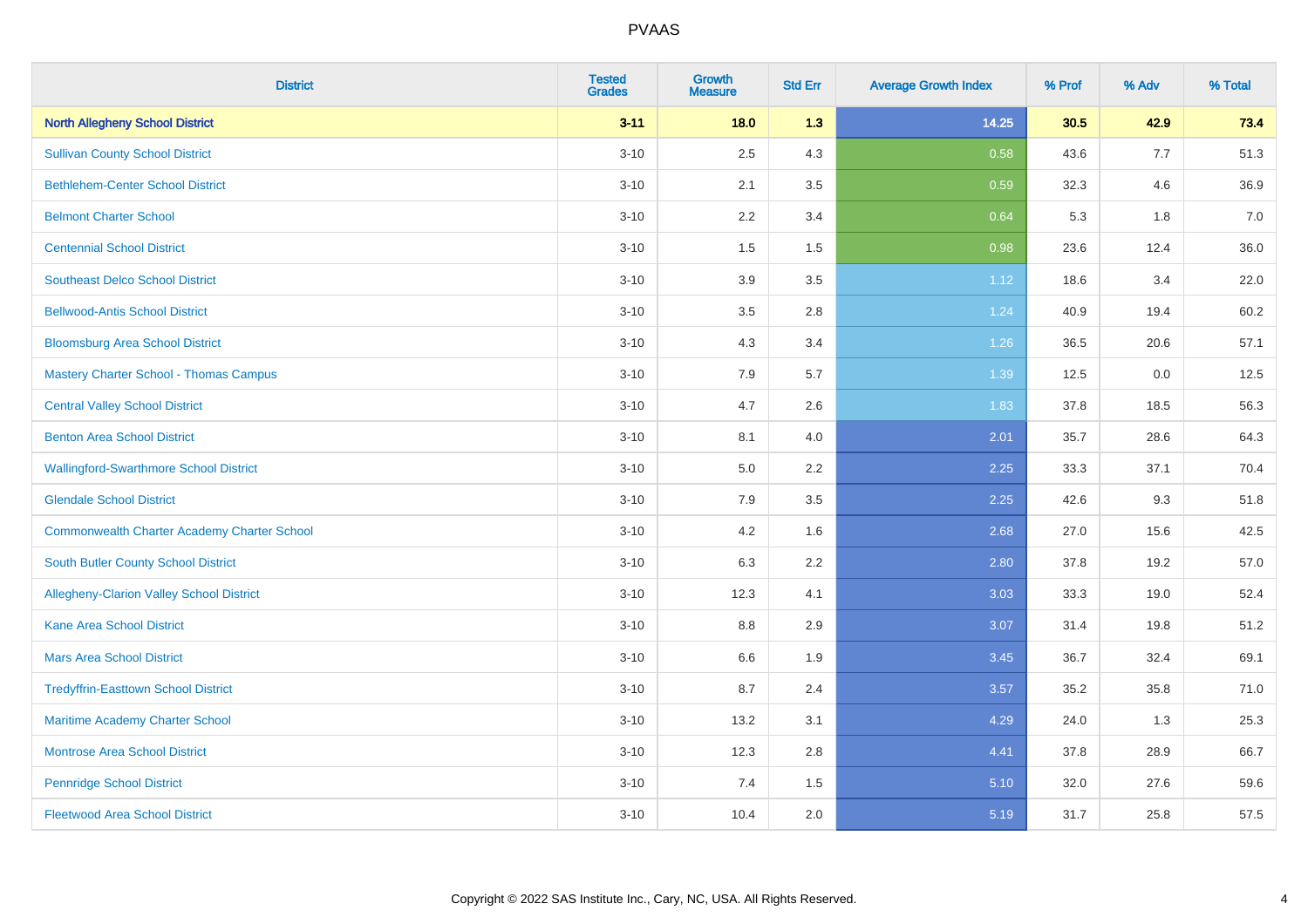# PVAAS

| District | Tested Grades | Growth Measure | Std Err | Average Growth Index | % Prof | % Adv | % Total |
|---|---|---|---|---|---|---|---|
| **North Allegheny School District** | **3-11** | **18.0** | **1.3** | **14.25** | **30.5** | **42.9** | **73.4** |
| Sullivan County School District | 3-10 | 2.5 | 4.3 | 0.58 | 43.6 | 7.7 | 51.3 |
| Bethlehem-Center School District | 3-10 | 2.1 | 3.5 | 0.59 | 32.3 | 4.6 | 36.9 |
| Belmont Charter School | 3-10 | 2.2 | 3.4 | 0.64 | 5.3 | 1.8 | 7.0 |
| Centennial School District | 3-10 | 1.5 | 1.5 | 0.98 | 23.6 | 12.4 | 36.0 |
| Southeast Delco School District | 3-10 | 3.9 | 3.5 | 1.12 | 18.6 | 3.4 | 22.0 |
| Bellwood-Antis School District | 3-10 | 3.5 | 2.8 | 1.24 | 40.9 | 19.4 | 60.2 |
| Bloomsburg Area School District | 3-10 | 4.3 | 3.4 | 1.26 | 36.5 | 20.6 | 57.1 |
| Mastery Charter School - Thomas Campus | 3-10 | 7.9 | 5.7 | 1.39 | 12.5 | 0.0 | 12.5 |
| Central Valley School District | 3-10 | 4.7 | 2.6 | 1.83 | 37.8 | 18.5 | 56.3 |
| Benton Area School District | 3-10 | 8.1 | 4.0 | 2.01 | 35.7 | 28.6 | 64.3 |
| Wallingford-Swarthmore School District | 3-10 | 5.0 | 2.2 | 2.25 | 33.3 | 37.1 | 70.4 |
| Glendale School District | 3-10 | 7.9 | 3.5 | 2.25 | 42.6 | 9.3 | 51.8 |
| Commonwealth Charter Academy Charter School | 3-10 | 4.2 | 1.6 | 2.68 | 27.0 | 15.6 | 42.5 |
| South Butler County School District | 3-10 | 6.3 | 2.2 | 2.80 | 37.8 | 19.2 | 57.0 |
| Allegheny-Clarion Valley School District | 3-10 | 12.3 | 4.1 | 3.03 | 33.3 | 19.0 | 52.4 |
| Kane Area School District | 3-10 | 8.8 | 2.9 | 3.07 | 31.4 | 19.8 | 51.2 |
| Mars Area School District | 3-10 | 6.6 | 1.9 | 3.45 | 36.7 | 32.4 | 69.1 |
| Tredyffrin-Easttown School District | 3-10 | 8.7 | 2.4 | 3.57 | 35.2 | 35.8 | 71.0 |
| Maritime Academy Charter School | 3-10 | 13.2 | 3.1 | 4.29 | 24.0 | 1.3 | 25.3 |
| Montrose Area School District | 3-10 | 12.3 | 2.8 | 4.41 | 37.8 | 28.9 | 66.7 |
| Pennridge School District | 3-10 | 7.4 | 1.5 | 5.10 | 32.0 | 27.6 | 59.6 |
| Fleetwood Area School District | 3-10 | 10.4 | 2.0 | 5.19 | 31.7 | 25.8 | 57.5 |

Copyright © 2022 SAS Institute Inc., Cary, NC, USA. All Rights Reserved.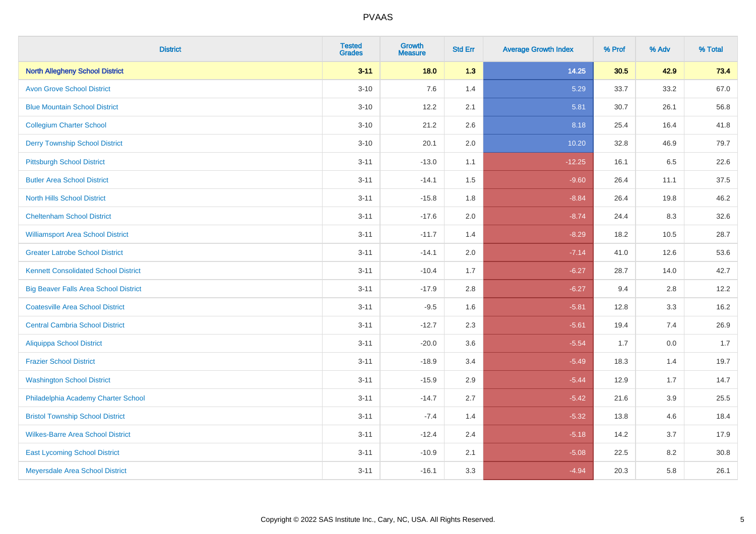# PVAAS

| District | Tested Grades | Growth Measure | Std Err | Average Growth Index | % Prof | % Adv | % Total |
|---|---|---|---|---|---|---|---|
| **North Allegheny School District** | **3-11** | **18.0** | **1.3** | **14.25** | **30.5** | **42.9** | **73.4** |
| Avon Grove School District | 3-10 | 7.6 | 1.4 | 5.29 | 33.7 | 33.2 | 67.0 |
| Blue Mountain School District | 3-10 | 12.2 | 2.1 | 5.81 | 30.7 | 26.1 | 56.8 |
| Collegium Charter School | 3-10 | 21.2 | 2.6 | 8.18 | 25.4 | 16.4 | 41.8 |
| Derry Township School District | 3-10 | 20.1 | 2.0 | 10.20 | 32.8 | 46.9 | 79.7 |
| Pittsburgh School District | 3-11 | -13.0 | 1.1 | -12.25 | 16.1 | 6.5 | 22.6 |
| Butler Area School District | 3-11 | -14.1 | 1.5 | -9.60 | 26.4 | 11.1 | 37.5 |
| North Hills School District | 3-11 | -15.8 | 1.8 | -8.84 | 26.4 | 19.8 | 46.2 |
| Cheltenham School District | 3-11 | -17.6 | 2.0 | -8.74 | 24.4 | 8.3 | 32.6 |
| Williamsport Area School District | 3-11 | -11.7 | 1.4 | -8.29 | 18.2 | 10.5 | 28.7 |
| Greater Latrobe School District | 3-11 | -14.1 | 2.0 | -7.14 | 41.0 | 12.6 | 53.6 |
| Kennett Consolidated School District | 3-11 | -10.4 | 1.7 | -6.27 | 28.7 | 14.0 | 42.7 |
| Big Beaver Falls Area School District | 3-11 | -17.9 | 2.8 | -6.27 | 9.4 | 2.8 | 12.2 |
| Coatesville Area School District | 3-11 | -9.5 | 1.6 | -5.81 | 12.8 | 3.3 | 16.2 |
| Central Cambria School District | 3-11 | -12.7 | 2.3 | -5.61 | 19.4 | 7.4 | 26.9 |
| Aliquippa School District | 3-11 | -20.0 | 3.6 | -5.54 | 1.7 | 0.0 | 1.7 |
| Frazier School District | 3-11 | -18.9 | 3.4 | -5.49 | 18.3 | 1.4 | 19.7 |
| Washington School District | 3-11 | -15.9 | 2.9 | -5.44 | 12.9 | 1.7 | 14.7 |
| Philadelphia Academy Charter School | 3-11 | -14.7 | 2.7 | -5.42 | 21.6 | 3.9 | 25.5 |
| Bristol Township School District | 3-11 | -7.4 | 1.4 | -5.32 | 13.8 | 4.6 | 18.4 |
| Wilkes-Barre Area School District | 3-11 | -12.4 | 2.4 | -5.18 | 14.2 | 3.7 | 17.9 |
| East Lycoming School District | 3-11 | -10.9 | 2.1 | -5.08 | 22.5 | 8.2 | 30.8 |
| Meyersdale Area School District | 3-11 | -16.1 | 3.3 | -4.94 | 20.3 | 5.8 | 26.1 |

Copyright © 2022 SAS Institute Inc., Cary, NC, USA. All Rights Reserved.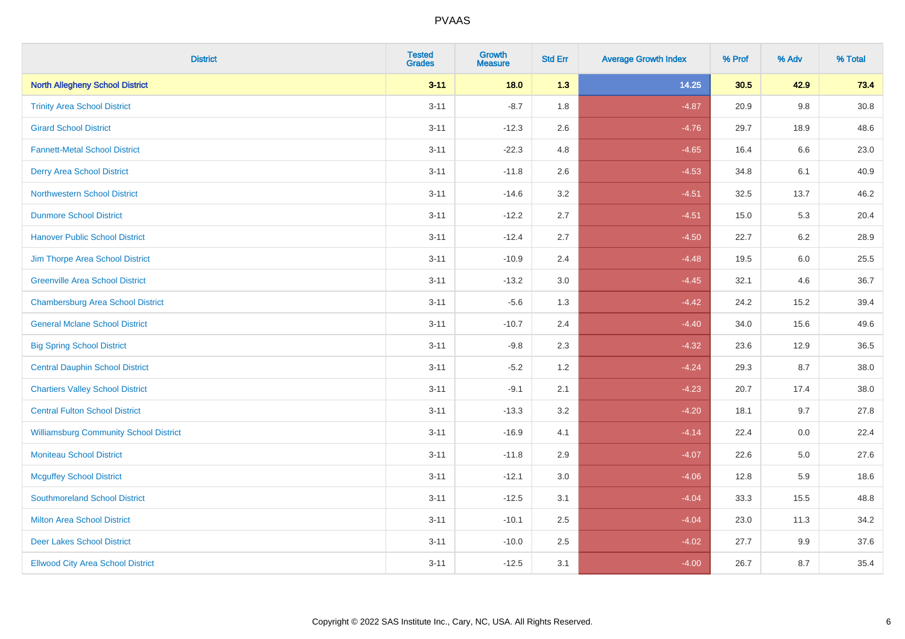# PVAAS

| District | Tested Grades | Growth Measure | Std Err | Average Growth Index | % Prof | % Adv | % Total |
|---|---|---|---|---|---|---|---|
| **North Allegheny School District** | **3-11** | **18.0** | **1.3** | **14.25** | **30.5** | **42.9** | **73.4** |
| Trinity Area School District | 3-11 | -8.7 | 1.8 | -4.87 | 20.9 | 9.8 | 30.8 |
| Girard School District | 3-11 | -12.3 | 2.6 | -4.76 | 29.7 | 18.9 | 48.6 |
| Fannett-Metal School District | 3-11 | -22.3 | 4.8 | -4.65 | 16.4 | 6.6 | 23.0 |
| Derry Area School District | 3-11 | -11.8 | 2.6 | -4.53 | 34.8 | 6.1 | 40.9 |
| Northwestern School District | 3-11 | -14.6 | 3.2 | -4.51 | 32.5 | 13.7 | 46.2 |
| Dunmore School District | 3-11 | -12.2 | 2.7 | -4.51 | 15.0 | 5.3 | 20.4 |
| Hanover Public School District | 3-11 | -12.4 | 2.7 | -4.50 | 22.7 | 6.2 | 28.9 |
| Jim Thorpe Area School District | 3-11 | -10.9 | 2.4 | -4.48 | 19.5 | 6.0 | 25.5 |
| Greenville Area School District | 3-11 | -13.2 | 3.0 | -4.45 | 32.1 | 4.6 | 36.7 |
| Chambersburg Area School District | 3-11 | -5.6 | 1.3 | -4.42 | 24.2 | 15.2 | 39.4 |
| General Mclane School District | 3-11 | -10.7 | 2.4 | -4.40 | 34.0 | 15.6 | 49.6 |
| Big Spring School District | 3-11 | -9.8 | 2.3 | -4.32 | 23.6 | 12.9 | 36.5 |
| Central Dauphin School District | 3-11 | -5.2 | 1.2 | -4.24 | 29.3 | 8.7 | 38.0 |
| Chartiers Valley School District | 3-11 | -9.1 | 2.1 | -4.23 | 20.7 | 17.4 | 38.0 |
| Central Fulton School District | 3-11 | -13.3 | 3.2 | -4.20 | 18.1 | 9.7 | 27.8 |
| Williamsburg Community School District | 3-11 | -16.9 | 4.1 | -4.14 | 22.4 | 0.0 | 22.4 |
| Moniteau School District | 3-11 | -11.8 | 2.9 | -4.07 | 22.6 | 5.0 | 27.6 |
| Mcguffey School District | 3-11 | -12.1 | 3.0 | -4.06 | 12.8 | 5.9 | 18.6 |
| Southmoreland School District | 3-11 | -12.5 | 3.1 | -4.04 | 33.3 | 15.5 | 48.8 |
| Milton Area School District | 3-11 | -10.1 | 2.5 | -4.04 | 23.0 | 11.3 | 34.2 |
| Deer Lakes School District | 3-11 | -10.0 | 2.5 | -4.02 | 27.7 | 9.9 | 37.6 |
| Ellwood City Area School District | 3-11 | -12.5 | 3.1 | -4.00 | 26.7 | 8.7 | 35.4 |

Copyright © 2022 SAS Institute Inc., Cary, NC, USA. All Rights Reserved.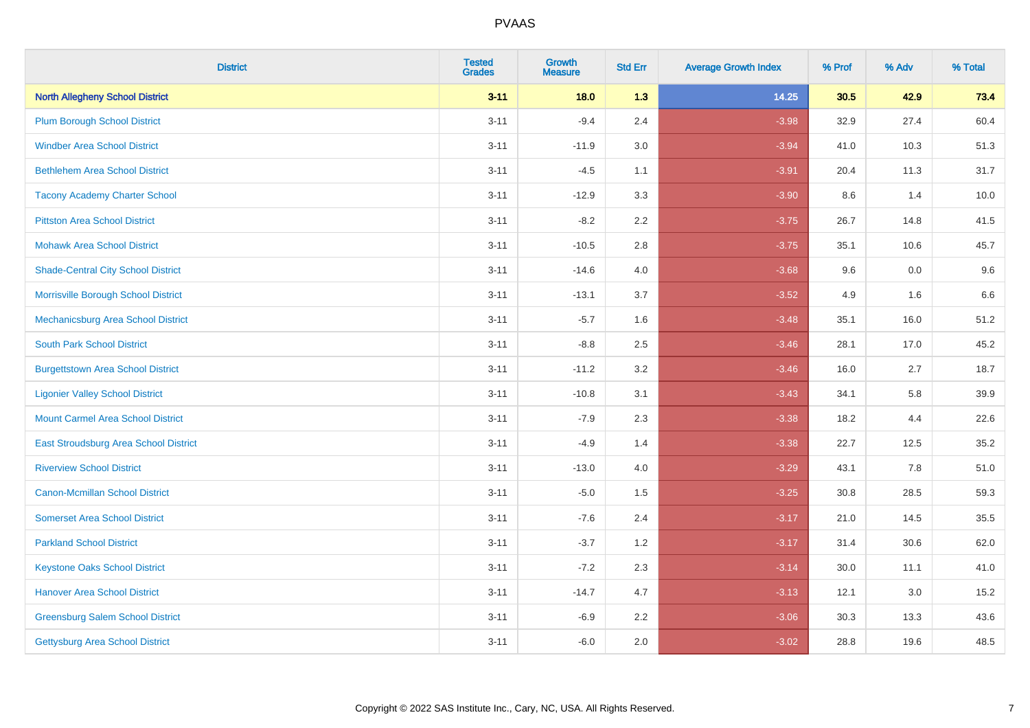| District | Tested Grades | Growth Measure | Std Err | Average Growth Index | % Prof | % Adv | % Total |
|---|---|---|---|---|---|---|---|
| **North Allegheny School District** | **3-11** | **18.0** | **1.3** | **14.25** | **30.5** | **42.9** | **73.4** |
| Plum Borough School District | 3-11 | -9.4 | 2.4 | -3.98 | 32.9 | 27.4 | 60.4 |
| Windber Area School District | 3-11 | -11.9 | 3.0 | -3.94 | 41.0 | 10.3 | 51.3 |
| Bethlehem Area School District | 3-11 | -4.5 | 1.1 | -3.91 | 20.4 | 11.3 | 31.7 |
| Tacony Academy Charter School | 3-11 | -12.9 | 3.3 | -3.90 | 8.6 | 1.4 | 10.0 |
| Pittston Area School District | 3-11 | -8.2 | 2.2 | -3.75 | 26.7 | 14.8 | 41.5 |
| Mohawk Area School District | 3-11 | -10.5 | 2.8 | -3.75 | 35.1 | 10.6 | 45.7 |
| Shade-Central City School District | 3-11 | -14.6 | 4.0 | -3.68 | 9.6 | 0.0 | 9.6 |
| Morrisville Borough School District | 3-11 | -13.1 | 3.7 | -3.52 | 4.9 | 1.6 | 6.6 |
| Mechanicsburg Area School District | 3-11 | -5.7 | 1.6 | -3.48 | 35.1 | 16.0 | 51.2 |
| South Park School District | 3-11 | -8.8 | 2.5 | -3.46 | 28.1 | 17.0 | 45.2 |
| Burgettstown Area School District | 3-11 | -11.2 | 3.2 | -3.46 | 16.0 | 2.7 | 18.7 |
| Ligonier Valley School District | 3-11 | -10.8 | 3.1 | -3.43 | 34.1 | 5.8 | 39.9 |
| Mount Carmel Area School District | 3-11 | -7.9 | 2.3 | -3.38 | 18.2 | 4.4 | 22.6 |
| East Stroudsburg Area School District | 3-11 | -4.9 | 1.4 | -3.38 | 22.7 | 12.5 | 35.2 |
| Riverview School District | 3-11 | -13.0 | 4.0 | -3.29 | 43.1 | 7.8 | 51.0 |
| Canon-Mcmillan School District | 3-11 | -5.0 | 1.5 | -3.25 | 30.8 | 28.5 | 59.3 |
| Somerset Area School District | 3-11 | -7.6 | 2.4 | -3.17 | 21.0 | 14.5 | 35.5 |
| Parkland School District | 3-11 | -3.7 | 1.2 | -3.17 | 31.4 | 30.6 | 62.0 |
| Keystone Oaks School District | 3-11 | -7.2 | 2.3 | -3.14 | 30.0 | 11.1 | 41.0 |
| Hanover Area School District | 3-11 | -14.7 | 4.7 | -3.13 | 12.1 | 3.0 | 15.2 |
| Greensburg Salem School District | 3-11 | -6.9 | 2.2 | -3.06 | 30.3 | 13.3 | 43.6 |
| Gettysburg Area School District | 3-11 | -6.0 | 2.0 | -3.02 | 28.8 | 19.6 | 48.5 |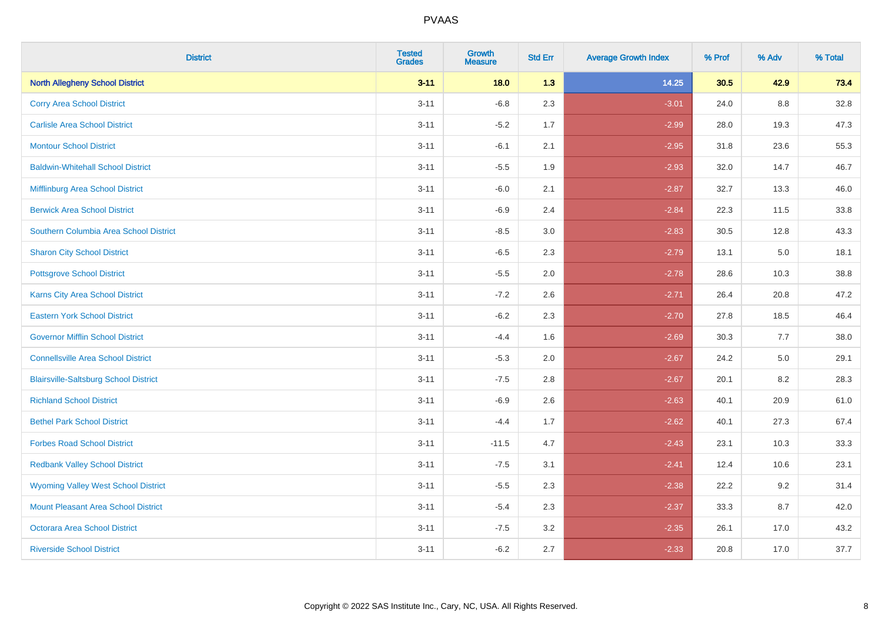| District | Tested Grades | Growth Measure | Std Err | Average Growth Index | % Prof | % Adv | % Total |
|---|---|---|---|---|---|---|---|
| **North Allegheny School District** | **3-11** | **18.0** | **1.3** | **14.25** | **30.5** | **42.9** | **73.4** |
| Corry Area School District | 3-11 | -6.8 | 2.3 | -3.01 | 24.0 | 8.8 | 32.8 |
| Carlisle Area School District | 3-11 | -5.2 | 1.7 | -2.99 | 28.0 | 19.3 | 47.3 |
| Montour School District | 3-11 | -6.1 | 2.1 | -2.95 | 31.8 | 23.6 | 55.3 |
| Baldwin-Whitehall School District | 3-11 | -5.5 | 1.9 | -2.93 | 32.0 | 14.7 | 46.7 |
| Mifflinburg Area School District | 3-11 | -6.0 | 2.1 | -2.87 | 32.7 | 13.3 | 46.0 |
| Berwick Area School District | 3-11 | -6.9 | 2.4 | -2.84 | 22.3 | 11.5 | 33.8 |
| Southern Columbia Area School District | 3-11 | -8.5 | 3.0 | -2.83 | 30.5 | 12.8 | 43.3 |
| Sharon City School District | 3-11 | -6.5 | 2.3 | -2.79 | 13.1 | 5.0 | 18.1 |
| Pottsgrove School District | 3-11 | -5.5 | 2.0 | -2.78 | 28.6 | 10.3 | 38.8 |
| Karns City Area School District | 3-11 | -7.2 | 2.6 | -2.71 | 26.4 | 20.8 | 47.2 |
| Eastern York School District | 3-11 | -6.2 | 2.3 | -2.70 | 27.8 | 18.5 | 46.4 |
| Governor Mifflin School District | 3-11 | -4.4 | 1.6 | -2.69 | 30.3 | 7.7 | 38.0 |
| Connellsville Area School District | 3-11 | -5.3 | 2.0 | -2.67 | 24.2 | 5.0 | 29.1 |
| Blairsville-Saltsburg School District | 3-11 | -7.5 | 2.8 | -2.67 | 20.1 | 8.2 | 28.3 |
| Richland School District | 3-11 | -6.9 | 2.6 | -2.63 | 40.1 | 20.9 | 61.0 |
| Bethel Park School District | 3-11 | -4.4 | 1.7 | -2.62 | 40.1 | 27.3 | 67.4 |
| Forbes Road School District | 3-11 | -11.5 | 4.7 | -2.43 | 23.1 | 10.3 | 33.3 |
| Redbank Valley School District | 3-11 | -7.5 | 3.1 | -2.41 | 12.4 | 10.6 | 23.1 |
| Wyoming Valley West School District | 3-11 | -5.5 | 2.3 | -2.38 | 22.2 | 9.2 | 31.4 |
| Mount Pleasant Area School District | 3-11 | -5.4 | 2.3 | -2.37 | 33.3 | 8.7 | 42.0 |
| Octorara Area School District | 3-11 | -7.5 | 3.2 | -2.35 | 26.1 | 17.0 | 43.2 |
| Riverside School District | 3-11 | -6.2 | 2.7 | -2.33 | 20.8 | 17.0 | 37.7 |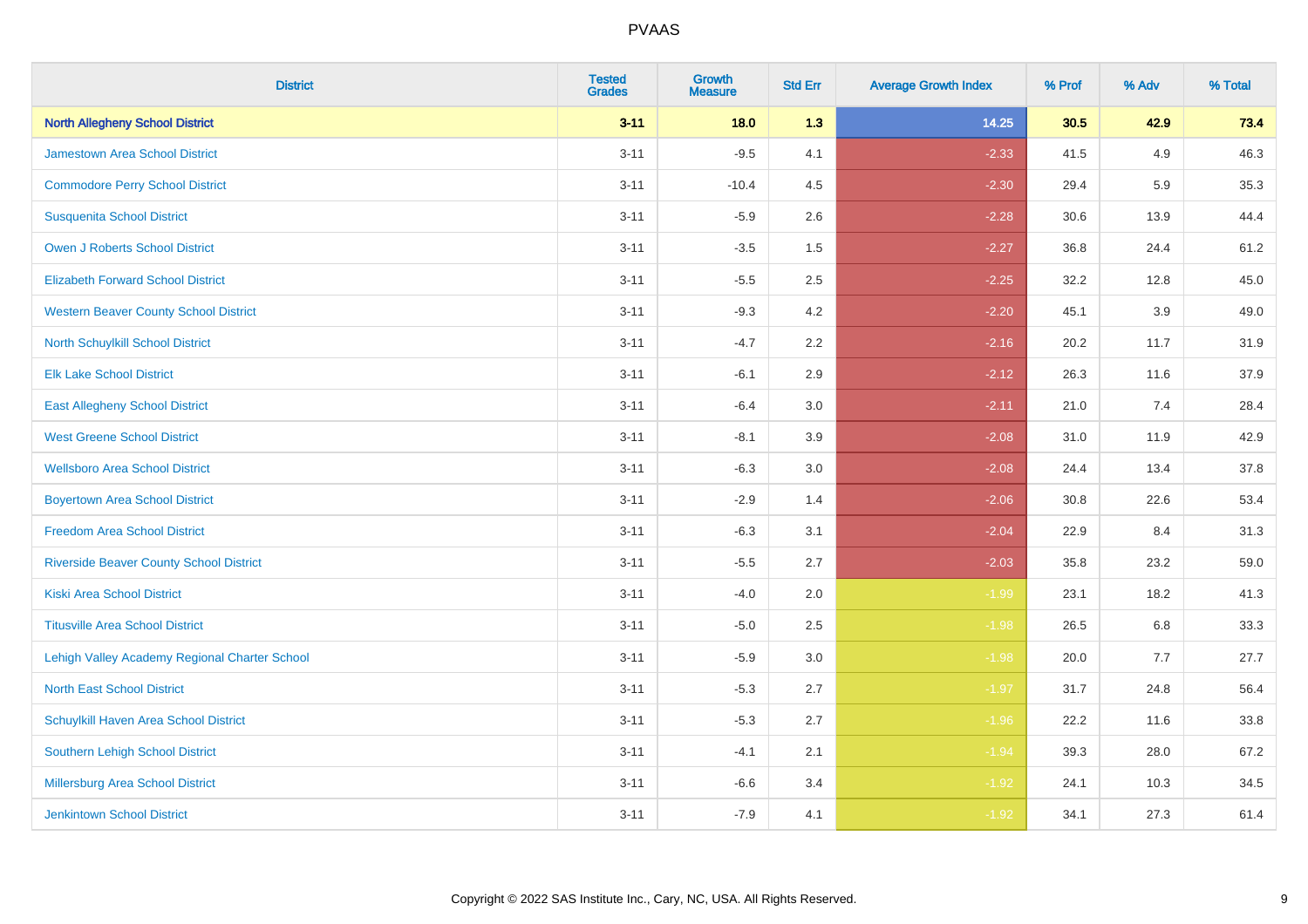# PVAAS

| District | Tested Grades | Growth Measure | Std Err | Average Growth Index | % Prof | % Adv | % Total |
|---|---|---|---|---|---|---|---|
| **North Allegheny School District** | **3-11** | **18.0** | **1.3** | **14.25** | **30.5** | **42.9** | **73.4** |
| Jamestown Area School District | 3-11 | -9.5 | 4.1 | -2.33 | 41.5 | 4.9 | 46.3 |
| Commodore Perry School District | 3-11 | -10.4 | 4.5 | -2.30 | 29.4 | 5.9 | 35.3 |
| Susquenita School District | 3-11 | -5.9 | 2.6 | -2.28 | 30.6 | 13.9 | 44.4 |
| Owen J Roberts School District | 3-11 | -3.5 | 1.5 | -2.27 | 36.8 | 24.4 | 61.2 |
| Elizabeth Forward School District | 3-11 | -5.5 | 2.5 | -2.25 | 32.2 | 12.8 | 45.0 |
| Western Beaver County School District | 3-11 | -9.3 | 4.2 | -2.20 | 45.1 | 3.9 | 49.0 |
| North Schuylkill School District | 3-11 | -4.7 | 2.2 | -2.16 | 20.2 | 11.7 | 31.9 |
| Elk Lake School District | 3-11 | -6.1 | 2.9 | -2.12 | 26.3 | 11.6 | 37.9 |
| East Allegheny School District | 3-11 | -6.4 | 3.0 | -2.11 | 21.0 | 7.4 | 28.4 |
| West Greene School District | 3-11 | -8.1 | 3.9 | -2.08 | 31.0 | 11.9 | 42.9 |
| Wellsboro Area School District | 3-11 | -6.3 | 3.0 | -2.08 | 24.4 | 13.4 | 37.8 |
| Boyertown Area School District | 3-11 | -2.9 | 1.4 | -2.06 | 30.8 | 22.6 | 53.4 |
| Freedom Area School District | 3-11 | -6.3 | 3.1 | -2.04 | 22.9 | 8.4 | 31.3 |
| Riverside Beaver County School District | 3-11 | -5.5 | 2.7 | -2.03 | 35.8 | 23.2 | 59.0 |
| Kiski Area School District | 3-11 | -4.0 | 2.0 | -1.99 | 23.1 | 18.2 | 41.3 |
| Titusville Area School District | 3-11 | -5.0 | 2.5 | -1.98 | 26.5 | 6.8 | 33.3 |
| Lehigh Valley Academy Regional Charter School | 3-11 | -5.9 | 3.0 | -1.98 | 20.0 | 7.7 | 27.7 |
| North East School District | 3-11 | -5.3 | 2.7 | -1.97 | 31.7 | 24.8 | 56.4 |
| Schuylkill Haven Area School District | 3-11 | -5.3 | 2.7 | -1.96 | 22.2 | 11.6 | 33.8 |
| Southern Lehigh School District | 3-11 | -4.1 | 2.1 | -1.94 | 39.3 | 28.0 | 67.2 |
| Millersburg Area School District | 3-11 | -6.6 | 3.4 | -1.92 | 24.1 | 10.3 | 34.5 |
| Jenkintown School District | 3-11 | -7.9 | 4.1 | -1.92 | 34.1 | 27.3 | 61.4 |

Copyright © 2022 SAS Institute Inc., Cary, NC, USA. All Rights Reserved.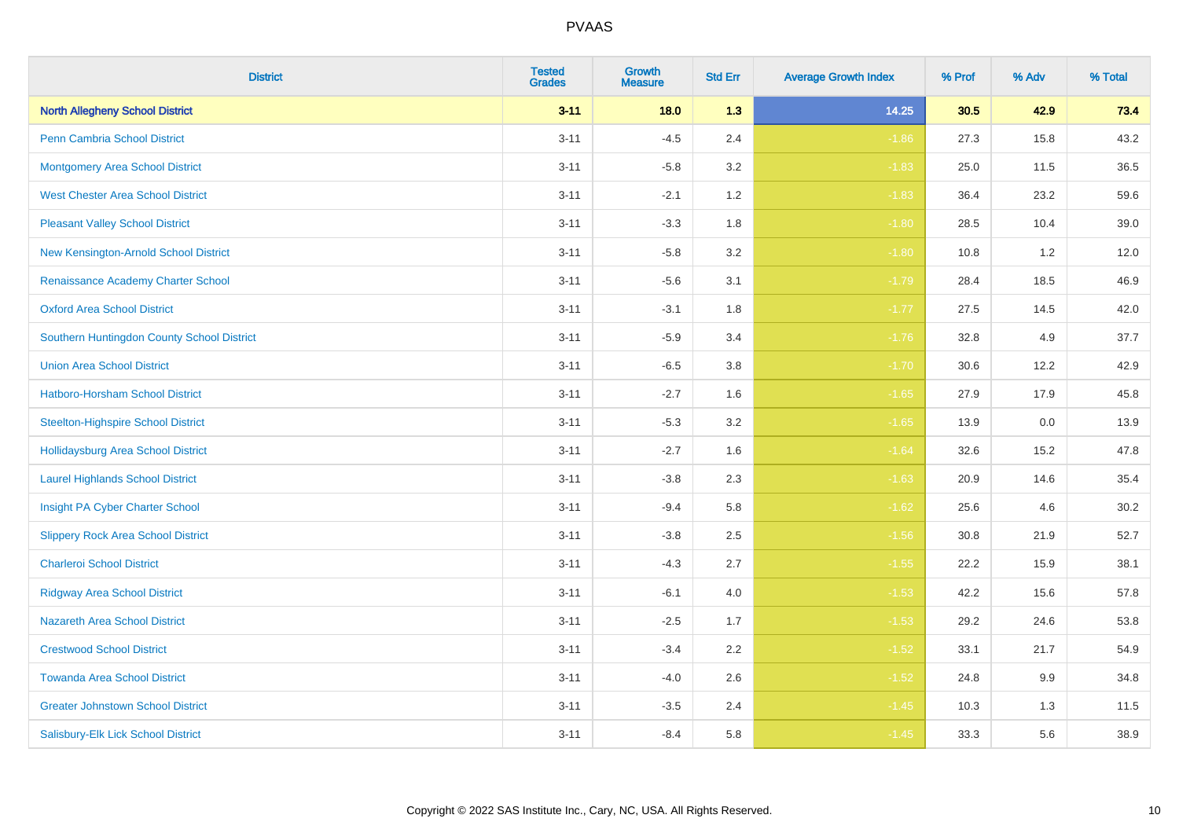| District | Tested Grades | Growth Measure | Std Err | Average Growth Index | % Prof | % Adv | % Total |
|---|---|---|---|---|---|---|---|
| **North Allegheny School District** | **3-11** | **18.0** | **1.3** | **14.25** | **30.5** | **42.9** | **73.4** |
| Penn Cambria School District | 3-11 | -4.5 | 2.4 | -1.86 | 27.3 | 15.8 | 43.2 |
| Montgomery Area School District | 3-11 | -5.8 | 3.2 | -1.83 | 25.0 | 11.5 | 36.5 |
| West Chester Area School District | 3-11 | -2.1 | 1.2 | -1.83 | 36.4 | 23.2 | 59.6 |
| Pleasant Valley School District | 3-11 | -3.3 | 1.8 | -1.80 | 28.5 | 10.4 | 39.0 |
| New Kensington-Arnold School District | 3-11 | -5.8 | 3.2 | -1.80 | 10.8 | 1.2 | 12.0 |
| Renaissance Academy Charter School | 3-11 | -5.6 | 3.1 | -1.79 | 28.4 | 18.5 | 46.9 |
| Oxford Area School District | 3-11 | -3.1 | 1.8 | -1.77 | 27.5 | 14.5 | 42.0 |
| Southern Huntingdon County School District | 3-11 | -5.9 | 3.4 | -1.76 | 32.8 | 4.9 | 37.7 |
| Union Area School District | 3-11 | -6.5 | 3.8 | -1.70 | 30.6 | 12.2 | 42.9 |
| Hatboro-Horsham School District | 3-11 | -2.7 | 1.6 | -1.65 | 27.9 | 17.9 | 45.8 |
| Steelton-Highspire School District | 3-11 | -5.3 | 3.2 | -1.65 | 13.9 | 0.0 | 13.9 |
| Hollidaysburg Area School District | 3-11 | -2.7 | 1.6 | -1.64 | 32.6 | 15.2 | 47.8 |
| Laurel Highlands School District | 3-11 | -3.8 | 2.3 | -1.63 | 20.9 | 14.6 | 35.4 |
| Insight PA Cyber Charter School | 3-11 | -9.4 | 5.8 | -1.62 | 25.6 | 4.6 | 30.2 |
| Slippery Rock Area School District | 3-11 | -3.8 | 2.5 | -1.56 | 30.8 | 21.9 | 52.7 |
| Charleroi School District | 3-11 | -4.3 | 2.7 | -1.55 | 22.2 | 15.9 | 38.1 |
| Ridgway Area School District | 3-11 | -6.1 | 4.0 | -1.53 | 42.2 | 15.6 | 57.8 |
| Nazareth Area School District | 3-11 | -2.5 | 1.7 | -1.53 | 29.2 | 24.6 | 53.8 |
| Crestwood School District | 3-11 | -3.4 | 2.2 | -1.52 | 33.1 | 21.7 | 54.9 |
| Towanda Area School District | 3-11 | -4.0 | 2.6 | -1.52 | 24.8 | 9.9 | 34.8 |
| Greater Johnstown School District | 3-11 | -3.5 | 2.4 | -1.45 | 10.3 | 1.3 | 11.5 |
| Salisbury-Elk Lick School District | 3-11 | -8.4 | 5.8 | -1.45 | 33.3 | 5.6 | 38.9 |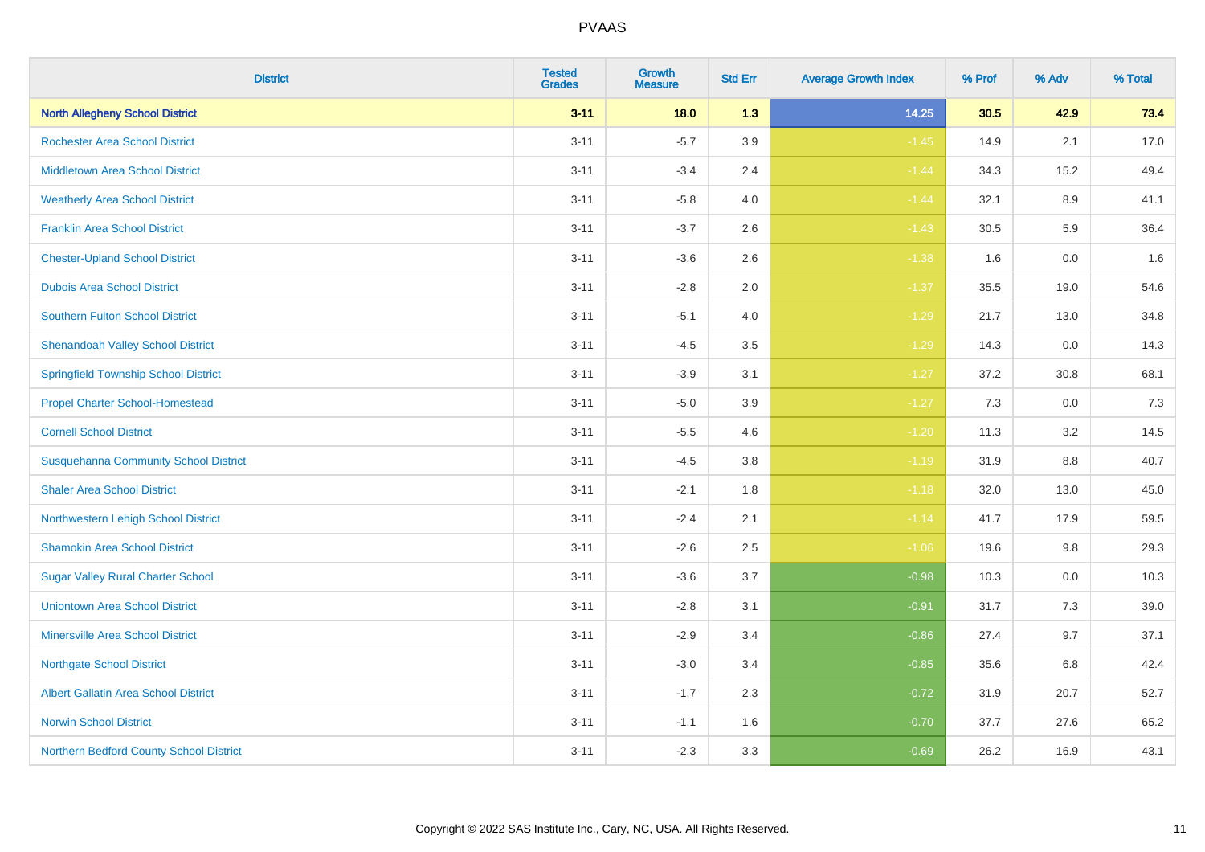| District | Tested Grades | Growth Measure | Std Err | Average Growth Index | % Prof | % Adv | % Total |
|---|---|---|---|---|---|---|---|
| **North Allegheny School District** | **3-11** | **18.0** | **1.3** | **14.25** | **30.5** | **42.9** | **73.4** |
| Rochester Area School District | 3-11 | -5.7 | 3.9 | -1.45 | 14.9 | 2.1 | 17.0 |
| Middletown Area School District | 3-11 | -3.4 | 2.4 | -1.44 | 34.3 | 15.2 | 49.4 |
| Weatherly Area School District | 3-11 | -5.8 | 4.0 | -1.44 | 32.1 | 8.9 | 41.1 |
| Franklin Area School District | 3-11 | -3.7 | 2.6 | -1.43 | 30.5 | 5.9 | 36.4 |
| Chester-Upland School District | 3-11 | -3.6 | 2.6 | -1.38 | 1.6 | 0.0 | 1.6 |
| Dubois Area School District | 3-11 | -2.8 | 2.0 | -1.37 | 35.5 | 19.0 | 54.6 |
| Southern Fulton School District | 3-11 | -5.1 | 4.0 | -1.29 | 21.7 | 13.0 | 34.8 |
| Shenandoah Valley School District | 3-11 | -4.5 | 3.5 | -1.29 | 14.3 | 0.0 | 14.3 |
| Springfield Township School District | 3-11 | -3.9 | 3.1 | -1.27 | 37.2 | 30.8 | 68.1 |
| Propel Charter School-Homestead | 3-11 | -5.0 | 3.9 | -1.27 | 7.3 | 0.0 | 7.3 |
| Cornell School District | 3-11 | -5.5 | 4.6 | -1.20 | 11.3 | 3.2 | 14.5 |
| Susquehanna Community School District | 3-11 | -4.5 | 3.8 | -1.19 | 31.9 | 8.8 | 40.7 |
| Shaler Area School District | 3-11 | -2.1 | 1.8 | -1.18 | 32.0 | 13.0 | 45.0 |
| Northwestern Lehigh School District | 3-11 | -2.4 | 2.1 | -1.14 | 41.7 | 17.9 | 59.5 |
| Shamokin Area School District | 3-11 | -2.6 | 2.5 | -1.06 | 19.6 | 9.8 | 29.3 |
| Sugar Valley Rural Charter School | 3-11 | -3.6 | 3.7 | -0.98 | 10.3 | 0.0 | 10.3 |
| Uniontown Area School District | 3-11 | -2.8 | 3.1 | -0.91 | 31.7 | 7.3 | 39.0 |
| Minersville Area School District | 3-11 | -2.9 | 3.4 | -0.86 | 27.4 | 9.7 | 37.1 |
| Northgate School District | 3-11 | -3.0 | 3.4 | -0.85 | 35.6 | 6.8 | 42.4 |
| Albert Gallatin Area School District | 3-11 | -1.7 | 2.3 | -0.72 | 31.9 | 20.7 | 52.7 |
| Norwin School District | 3-11 | -1.1 | 1.6 | -0.70 | 37.7 | 27.6 | 65.2 |
| Northern Bedford County School District | 3-11 | -2.3 | 3.3 | -0.69 | 26.2 | 16.9 | 43.1 |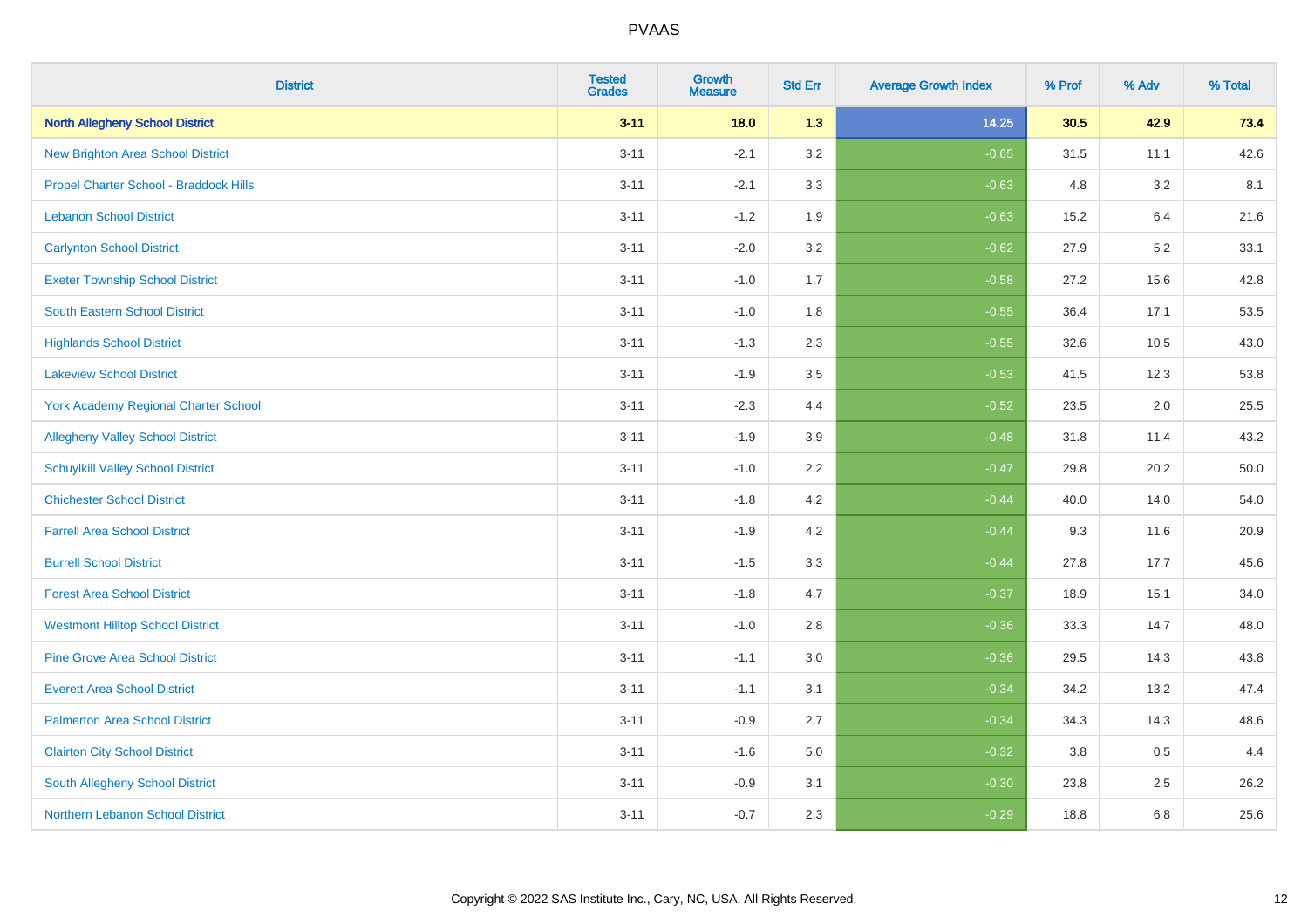# PVAAS

| District | Tested Grades | Growth Measure | Std Err | Average Growth Index | % Prof | % Adv | % Total |
|---|---|---|---|---|---|---|---|
| **North Allegheny School District** | **3-11** | **18.0** | **1.3** | **14.25** | **30.5** | **42.9** | **73.4** |
| New Brighton Area School District | 3-11 | -2.1 | 3.2 | -0.65 | 31.5 | 11.1 | 42.6 |
| Propel Charter School - Braddock Hills | 3-11 | -2.1 | 3.3 | -0.63 | 4.8 | 3.2 | 8.1 |
| Lebanon School District | 3-11 | -1.2 | 1.9 | -0.63 | 15.2 | 6.4 | 21.6 |
| Carlynton School District | 3-11 | -2.0 | 3.2 | -0.62 | 27.9 | 5.2 | 33.1 |
| Exeter Township School District | 3-11 | -1.0 | 1.7 | -0.58 | 27.2 | 15.6 | 42.8 |
| South Eastern School District | 3-11 | -1.0 | 1.8 | -0.55 | 36.4 | 17.1 | 53.5 |
| Highlands School District | 3-11 | -1.3 | 2.3 | -0.55 | 32.6 | 10.5 | 43.0 |
| Lakeview School District | 3-11 | -1.9 | 3.5 | -0.53 | 41.5 | 12.3 | 53.8 |
| York Academy Regional Charter School | 3-11 | -2.3 | 4.4 | -0.52 | 23.5 | 2.0 | 25.5 |
| Allegheny Valley School District | 3-11 | -1.9 | 3.9 | -0.48 | 31.8 | 11.4 | 43.2 |
| Schuylkill Valley School District | 3-11 | -1.0 | 2.2 | -0.47 | 29.8 | 20.2 | 50.0 |
| Chichester School District | 3-11 | -1.8 | 4.2 | -0.44 | 40.0 | 14.0 | 54.0 |
| Farrell Area School District | 3-11 | -1.9 | 4.2 | -0.44 | 9.3 | 11.6 | 20.9 |
| Burrell School District | 3-11 | -1.5 | 3.3 | -0.44 | 27.8 | 17.7 | 45.6 |
| Forest Area School District | 3-11 | -1.8 | 4.7 | -0.37 | 18.9 | 15.1 | 34.0 |
| Westmont Hilltop School District | 3-11 | -1.0 | 2.8 | -0.36 | 33.3 | 14.7 | 48.0 |
| Pine Grove Area School District | 3-11 | -1.1 | 3.0 | -0.36 | 29.5 | 14.3 | 43.8 |
| Everett Area School District | 3-11 | -1.1 | 3.1 | -0.34 | 34.2 | 13.2 | 47.4 |
| Palmerton Area School District | 3-11 | -0.9 | 2.7 | -0.34 | 34.3 | 14.3 | 48.6 |
| Clairton City School District | 3-11 | -1.6 | 5.0 | -0.32 | 3.8 | 0.5 | 4.4 |
| South Allegheny School District | 3-11 | -0.9 | 3.1 | -0.30 | 23.8 | 2.5 | 26.2 |
| Northern Lebanon School District | 3-11 | -0.7 | 2.3 | -0.29 | 18.8 | 6.8 | 25.6 |

Copyright © 2022 SAS Institute Inc., Cary, NC, USA. All Rights Reserved.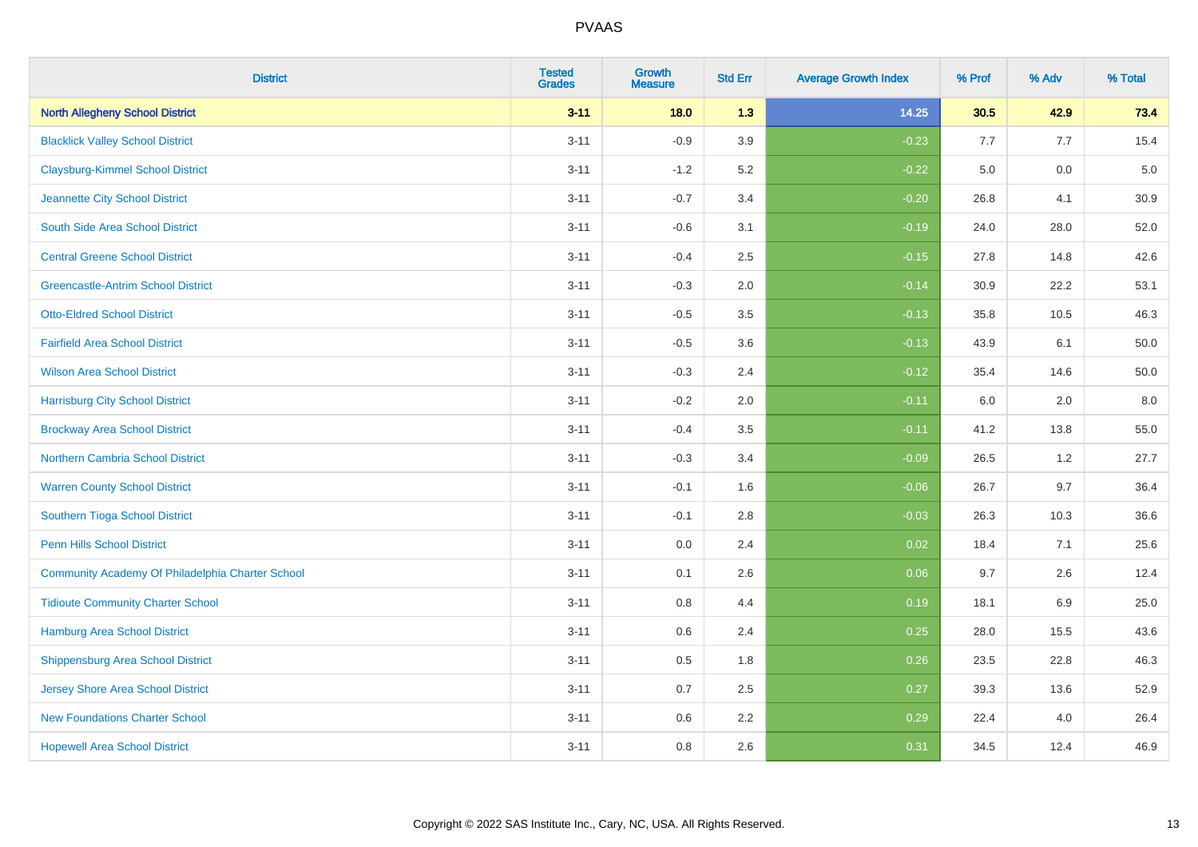| District | Tested Grades | Growth Measure | Std Err | Average Growth Index | % Prof | % Adv | % Total |
|---|---|---|---|---|---|---|---|
| **North Allegheny School District** | **3-11** | **18.0** | **1.3** | **14.25** | **30.5** | **42.9** | **73.4** |
| Blacklick Valley School District | 3-11 | -0.9 | 3.9 | -0.23 | 7.7 | 7.7 | 15.4 |
| Claysburg-Kimmel School District | 3-11 | -1.2 | 5.2 | -0.22 | 5.0 | 0.0 | 5.0 |
| Jeannette City School District | 3-11 | -0.7 | 3.4 | -0.20 | 26.8 | 4.1 | 30.9 |
| South Side Area School District | 3-11 | -0.6 | 3.1 | -0.19 | 24.0 | 28.0 | 52.0 |
| Central Greene School District | 3-11 | -0.4 | 2.5 | -0.15 | 27.8 | 14.8 | 42.6 |
| Greencastle-Antrim School District | 3-11 | -0.3 | 2.0 | -0.14 | 30.9 | 22.2 | 53.1 |
| Otto-Eldred School District | 3-11 | -0.5 | 3.5 | -0.13 | 35.8 | 10.5 | 46.3 |
| Fairfield Area School District | 3-11 | -0.5 | 3.6 | -0.13 | 43.9 | 6.1 | 50.0 |
| Wilson Area School District | 3-11 | -0.3 | 2.4 | -0.12 | 35.4 | 14.6 | 50.0 |
| Harrisburg City School District | 3-11 | -0.2 | 2.0 | -0.11 | 6.0 | 2.0 | 8.0 |
| Brockway Area School District | 3-11 | -0.4 | 3.5 | -0.11 | 41.2 | 13.8 | 55.0 |
| Northern Cambria School District | 3-11 | -0.3 | 3.4 | -0.09 | 26.5 | 1.2 | 27.7 |
| Warren County School District | 3-11 | -0.1 | 1.6 | -0.06 | 26.7 | 9.7 | 36.4 |
| Southern Tioga School District | 3-11 | -0.1 | 2.8 | -0.03 | 26.3 | 10.3 | 36.6 |
| Penn Hills School District | 3-11 | 0.0 | 2.4 | 0.02 | 18.4 | 7.1 | 25.6 |
| Community Academy Of Philadelphia Charter School | 3-11 | 0.1 | 2.6 | 0.06 | 9.7 | 2.6 | 12.4 |
| Tidioute Community Charter School | 3-11 | 0.8 | 4.4 | 0.19 | 18.1 | 6.9 | 25.0 |
| Hamburg Area School District | 3-11 | 0.6 | 2.4 | 0.25 | 28.0 | 15.5 | 43.6 |
| Shippensburg Area School District | 3-11 | 0.5 | 1.8 | 0.26 | 23.5 | 22.8 | 46.3 |
| Jersey Shore Area School District | 3-11 | 0.7 | 2.5 | 0.27 | 39.3 | 13.6 | 52.9 |
| New Foundations Charter School | 3-11 | 0.6 | 2.2 | 0.29 | 22.4 | 4.0 | 26.4 |
| Hopewell Area School District | 3-11 | 0.8 | 2.6 | 0.31 | 34.5 | 12.4 | 46.9 |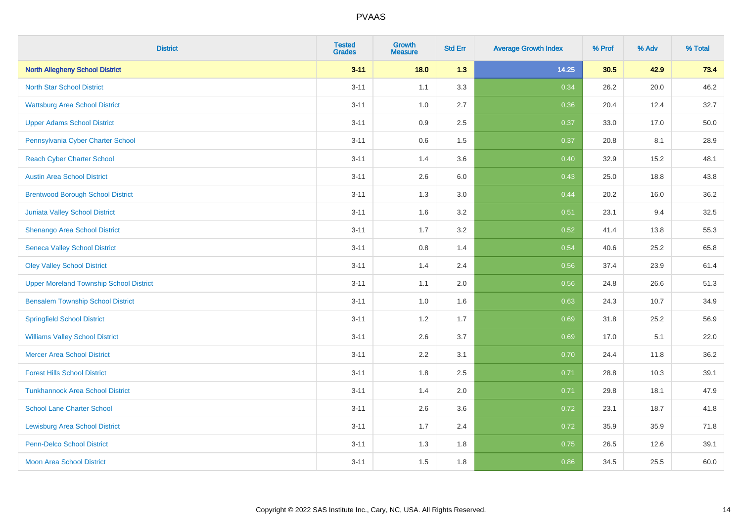| District | Tested Grades | Growth Measure | Std Err | Average Growth Index | % Prof | % Adv | % Total |
|---|---|---|---|---|---|---|---|
| **North Allegheny School District** | **3-11** | **18.0** | **1.3** | **14.25** | **30.5** | **42.9** | **73.4** |
| North Star School District | 3-11 | 1.1 | 3.3 | 0.34 | 26.2 | 20.0 | 46.2 |
| Wattsburg Area School District | 3-11 | 1.0 | 2.7 | 0.36 | 20.4 | 12.4 | 32.7 |
| Upper Adams School District | 3-11 | 0.9 | 2.5 | 0.37 | 33.0 | 17.0 | 50.0 |
| Pennsylvania Cyber Charter School | 3-11 | 0.6 | 1.5 | 0.37 | 20.8 | 8.1 | 28.9 |
| Reach Cyber Charter School | 3-11 | 1.4 | 3.6 | 0.40 | 32.9 | 15.2 | 48.1 |
| Austin Area School District | 3-11 | 2.6 | 6.0 | 0.43 | 25.0 | 18.8 | 43.8 |
| Brentwood Borough School District | 3-11 | 1.3 | 3.0 | 0.44 | 20.2 | 16.0 | 36.2 |
| Juniata Valley School District | 3-11 | 1.6 | 3.2 | 0.51 | 23.1 | 9.4 | 32.5 |
| Shenango Area School District | 3-11 | 1.7 | 3.2 | 0.52 | 41.4 | 13.8 | 55.3 |
| Seneca Valley School District | 3-11 | 0.8 | 1.4 | 0.54 | 40.6 | 25.2 | 65.8 |
| Oley Valley School District | 3-11 | 1.4 | 2.4 | 0.56 | 37.4 | 23.9 | 61.4 |
| Upper Moreland Township School District | 3-11 | 1.1 | 2.0 | 0.56 | 24.8 | 26.6 | 51.3 |
| Bensalem Township School District | 3-11 | 1.0 | 1.6 | 0.63 | 24.3 | 10.7 | 34.9 |
| Springfield School District | 3-11 | 1.2 | 1.7 | 0.69 | 31.8 | 25.2 | 56.9 |
| Williams Valley School District | 3-11 | 2.6 | 3.7 | 0.69 | 17.0 | 5.1 | 22.0 |
| Mercer Area School District | 3-11 | 2.2 | 3.1 | 0.70 | 24.4 | 11.8 | 36.2 |
| Forest Hills School District | 3-11 | 1.8 | 2.5 | 0.71 | 28.8 | 10.3 | 39.1 |
| Tunkhannock Area School District | 3-11 | 1.4 | 2.0 | 0.71 | 29.8 | 18.1 | 47.9 |
| School Lane Charter School | 3-11 | 2.6 | 3.6 | 0.72 | 23.1 | 18.7 | 41.8 |
| Lewisburg Area School District | 3-11 | 1.7 | 2.4 | 0.72 | 35.9 | 35.9 | 71.8 |
| Penn-Delco School District | 3-11 | 1.3 | 1.8 | 0.75 | 26.5 | 12.6 | 39.1 |
| Moon Area School District | 3-11 | 1.5 | 1.8 | 0.86 | 34.5 | 25.5 | 60.0 |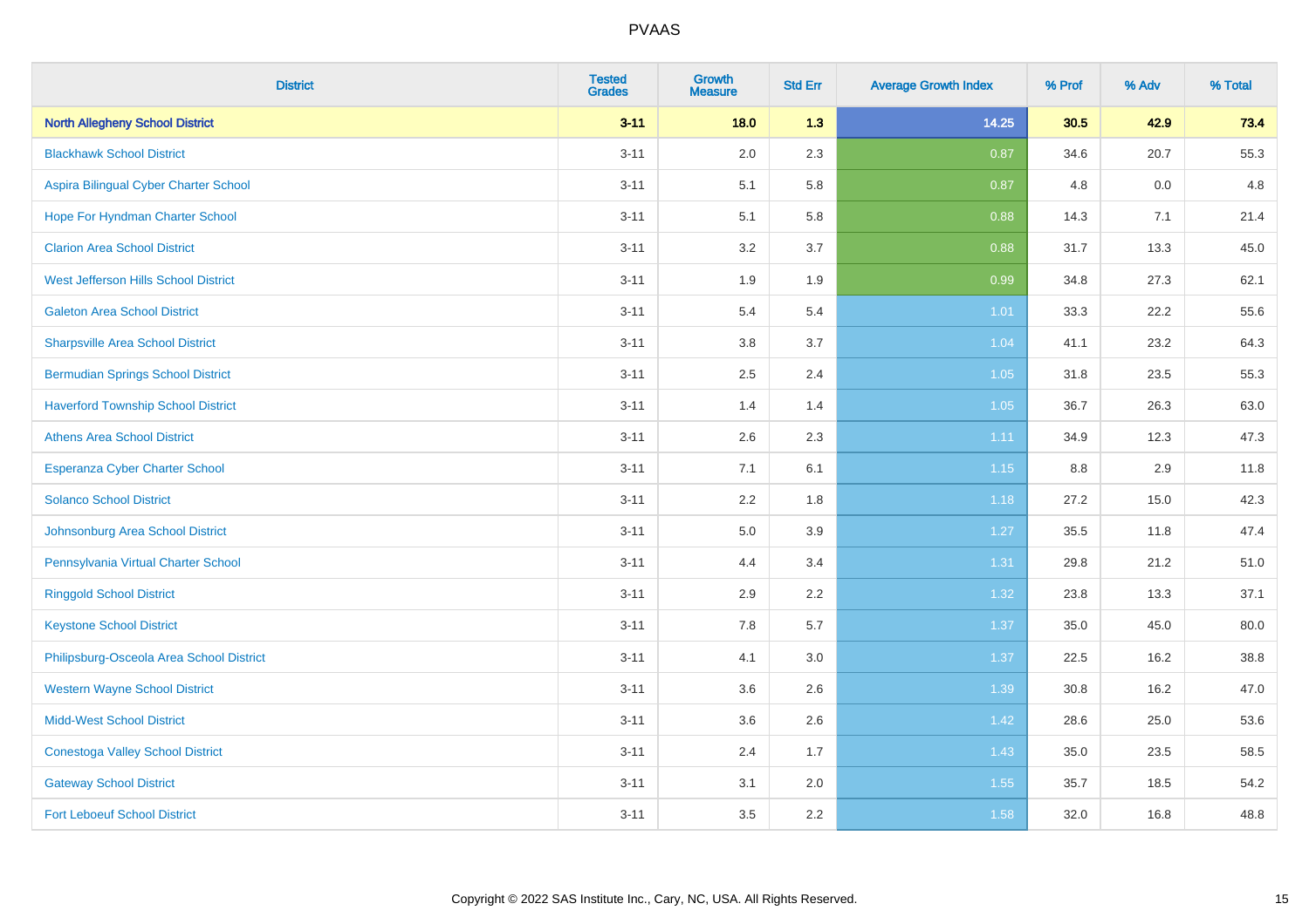# PVAAS

| District | Tested Grades | Growth Measure | Std Err | Average Growth Index | % Prof | % Adv | % Total |
|---|---|---|---|---|---|---|---|
| **North Allegheny School District** | **3-11** | **18.0** | **1.3** | **14.25** | **30.5** | **42.9** | **73.4** |
| Blackhawk School District | 3-11 | 2.0 | 2.3 | 0.87 | 34.6 | 20.7 | 55.3 |
| Aspira Bilingual Cyber Charter School | 3-11 | 5.1 | 5.8 | 0.87 | 4.8 | 0.0 | 4.8 |
| Hope For Hyndman Charter School | 3-11 | 5.1 | 5.8 | 0.88 | 14.3 | 7.1 | 21.4 |
| Clarion Area School District | 3-11 | 3.2 | 3.7 | 0.88 | 31.7 | 13.3 | 45.0 |
| West Jefferson Hills School District | 3-11 | 1.9 | 1.9 | 0.99 | 34.8 | 27.3 | 62.1 |
| Galeton Area School District | 3-11 | 5.4 | 5.4 | 1.01 | 33.3 | 22.2 | 55.6 |
| Sharpsville Area School District | 3-11 | 3.8 | 3.7 | 1.04 | 41.1 | 23.2 | 64.3 |
| Bermudian Springs School District | 3-11 | 2.5 | 2.4 | 1.05 | 31.8 | 23.5 | 55.3 |
| Haverford Township School District | 3-11 | 1.4 | 1.4 | 1.05 | 36.7 | 26.3 | 63.0 |
| Athens Area School District | 3-11 | 2.6 | 2.3 | 1.11 | 34.9 | 12.3 | 47.3 |
| Esperanza Cyber Charter School | 3-11 | 7.1 | 6.1 | 1.15 | 8.8 | 2.9 | 11.8 |
| Solanco School District | 3-11 | 2.2 | 1.8 | 1.18 | 27.2 | 15.0 | 42.3 |
| Johnsonburg Area School District | 3-11 | 5.0 | 3.9 | 1.27 | 35.5 | 11.8 | 47.4 |
| Pennsylvania Virtual Charter School | 3-11 | 4.4 | 3.4 | 1.31 | 29.8 | 21.2 | 51.0 |
| Ringgold School District | 3-11 | 2.9 | 2.2 | 1.32 | 23.8 | 13.3 | 37.1 |
| Keystone School District | 3-11 | 7.8 | 5.7 | 1.37 | 35.0 | 45.0 | 80.0 |
| Philipsburg-Osceola Area School District | 3-11 | 4.1 | 3.0 | 1.37 | 22.5 | 16.2 | 38.8 |
| Western Wayne School District | 3-11 | 3.6 | 2.6 | 1.39 | 30.8 | 16.2 | 47.0 |
| Midd-West School District | 3-11 | 3.6 | 2.6 | 1.42 | 28.6 | 25.0 | 53.6 |
| Conestoga Valley School District | 3-11 | 2.4 | 1.7 | 1.43 | 35.0 | 23.5 | 58.5 |
| Gateway School District | 3-11 | 3.1 | 2.0 | 1.55 | 35.7 | 18.5 | 54.2 |
| Fort Leboeuf School District | 3-11 | 3.5 | 2.2 | 1.58 | 32.0 | 16.8 | 48.8 |

Copyright © 2022 SAS Institute Inc., Cary, NC, USA. All Rights Reserved.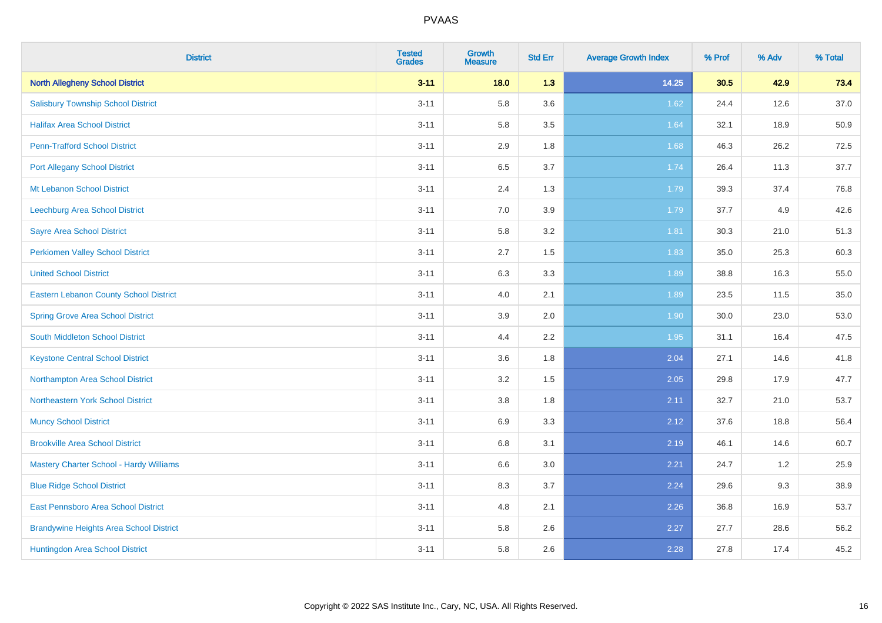| District | Tested Grades | Growth Measure | Std Err | Average Growth Index | % Prof | % Adv | % Total |
|---|---|---|---|---|---|---|---|
| **North Allegheny School District** | **3-11** | **18.0** | **1.3** | **14.25** | **30.5** | **42.9** | **73.4** |
| Salisbury Township School District | 3-11 | 5.8 | 3.6 | 1.62 | 24.4 | 12.6 | 37.0 |
| Halifax Area School District | 3-11 | 5.8 | 3.5 | 1.64 | 32.1 | 18.9 | 50.9 |
| Penn-Trafford School District | 3-11 | 2.9 | 1.8 | 1.68 | 46.3 | 26.2 | 72.5 |
| Port Allegany School District | 3-11 | 6.5 | 3.7 | 1.74 | 26.4 | 11.3 | 37.7 |
| Mt Lebanon School District | 3-11 | 2.4 | 1.3 | 1.79 | 39.3 | 37.4 | 76.8 |
| Leechburg Area School District | 3-11 | 7.0 | 3.9 | 1.79 | 37.7 | 4.9 | 42.6 |
| Sayre Area School District | 3-11 | 5.8 | 3.2 | 1.81 | 30.3 | 21.0 | 51.3 |
| Perkiomen Valley School District | 3-11 | 2.7 | 1.5 | 1.83 | 35.0 | 25.3 | 60.3 |
| United School District | 3-11 | 6.3 | 3.3 | 1.89 | 38.8 | 16.3 | 55.0 |
| Eastern Lebanon County School District | 3-11 | 4.0 | 2.1 | 1.89 | 23.5 | 11.5 | 35.0 |
| Spring Grove Area School District | 3-11 | 3.9 | 2.0 | 1.90 | 30.0 | 23.0 | 53.0 |
| South Middleton School District | 3-11 | 4.4 | 2.2 | 1.95 | 31.1 | 16.4 | 47.5 |
| Keystone Central School District | 3-11 | 3.6 | 1.8 | 2.04 | 27.1 | 14.6 | 41.8 |
| Northampton Area School District | 3-11 | 3.2 | 1.5 | 2.05 | 29.8 | 17.9 | 47.7 |
| Northeastern York School District | 3-11 | 3.8 | 1.8 | 2.11 | 32.7 | 21.0 | 53.7 |
| Muncy School District | 3-11 | 6.9 | 3.3 | 2.12 | 37.6 | 18.8 | 56.4 |
| Brookville Area School District | 3-11 | 6.8 | 3.1 | 2.19 | 46.1 | 14.6 | 60.7 |
| Mastery Charter School - Hardy Williams | 3-11 | 6.6 | 3.0 | 2.21 | 24.7 | 1.2 | 25.9 |
| Blue Ridge School District | 3-11 | 8.3 | 3.7 | 2.24 | 29.6 | 9.3 | 38.9 |
| East Pennsboro Area School District | 3-11 | 4.8 | 2.1 | 2.26 | 36.8 | 16.9 | 53.7 |
| Brandywine Heights Area School District | 3-11 | 5.8 | 2.6 | 2.27 | 27.7 | 28.6 | 56.2 |
| Huntingdon Area School District | 3-11 | 5.8 | 2.6 | 2.28 | 27.8 | 17.4 | 45.2 |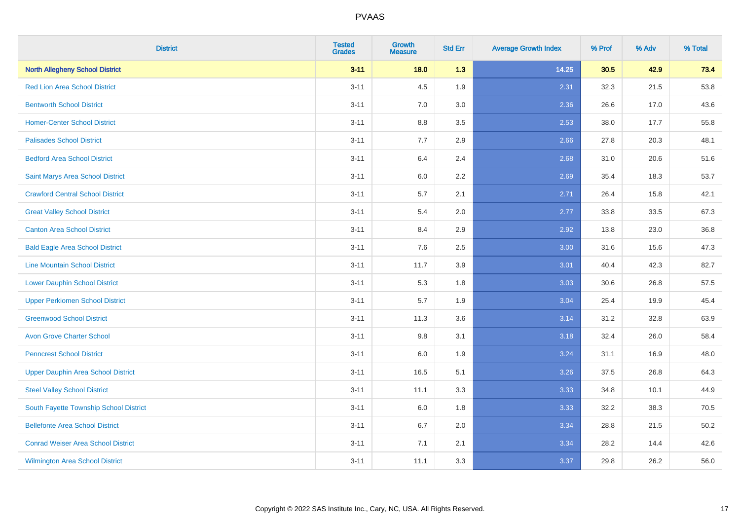PVAAS

| District | Tested Grades | Growth Measure | Std Err | Average Growth Index | % Prof | % Adv | % Total |
|---|---|---|---|---|---|---|---|
| **North Allegheny School District** | **3-11** | **18.0** | **1.3** | **14.25** | **30.5** | **42.9** | **73.4** |
| Red Lion Area School District | 3-11 | 4.5 | 1.9 | 2.31 | 32.3 | 21.5 | 53.8 |
| Bentworth School District | 3-11 | 7.0 | 3.0 | 2.36 | 26.6 | 17.0 | 43.6 |
| Homer-Center School District | 3-11 | 8.8 | 3.5 | 2.53 | 38.0 | 17.7 | 55.8 |
| Palisades School District | 3-11 | 7.7 | 2.9 | 2.66 | 27.8 | 20.3 | 48.1 |
| Bedford Area School District | 3-11 | 6.4 | 2.4 | 2.68 | 31.0 | 20.6 | 51.6 |
| Saint Marys Area School District | 3-11 | 6.0 | 2.2 | 2.69 | 35.4 | 18.3 | 53.7 |
| Crawford Central School District | 3-11 | 5.7 | 2.1 | 2.71 | 26.4 | 15.8 | 42.1 |
| Great Valley School District | 3-11 | 5.4 | 2.0 | 2.77 | 33.8 | 33.5 | 67.3 |
| Canton Area School District | 3-11 | 8.4 | 2.9 | 2.92 | 13.8 | 23.0 | 36.8 |
| Bald Eagle Area School District | 3-11 | 7.6 | 2.5 | 3.00 | 31.6 | 15.6 | 47.3 |
| Line Mountain School District | 3-11 | 11.7 | 3.9 | 3.01 | 40.4 | 42.3 | 82.7 |
| Lower Dauphin School District | 3-11 | 5.3 | 1.8 | 3.03 | 30.6 | 26.8 | 57.5 |
| Upper Perkiomen School District | 3-11 | 5.7 | 1.9 | 3.04 | 25.4 | 19.9 | 45.4 |
| Greenwood School District | 3-11 | 11.3 | 3.6 | 3.14 | 31.2 | 32.8 | 63.9 |
| Avon Grove Charter School | 3-11 | 9.8 | 3.1 | 3.18 | 32.4 | 26.0 | 58.4 |
| Penncrest School District | 3-11 | 6.0 | 1.9 | 3.24 | 31.1 | 16.9 | 48.0 |
| Upper Dauphin Area School District | 3-11 | 16.5 | 5.1 | 3.26 | 37.5 | 26.8 | 64.3 |
| Steel Valley School District | 3-11 | 11.1 | 3.3 | 3.33 | 34.8 | 10.1 | 44.9 |
| South Fayette Township School District | 3-11 | 6.0 | 1.8 | 3.33 | 32.2 | 38.3 | 70.5 |
| Bellefonte Area School District | 3-11 | 6.7 | 2.0 | 3.34 | 28.8 | 21.5 | 50.2 |
| Conrad Weiser Area School District | 3-11 | 7.1 | 2.1 | 3.34 | 28.2 | 14.4 | 42.6 |
| Wilmington Area School District | 3-11 | 11.1 | 3.3 | 3.37 | 29.8 | 26.2 | 56.0 |

Copyright © 2022 SAS Institute Inc., Cary, NC, USA. All Rights Reserved.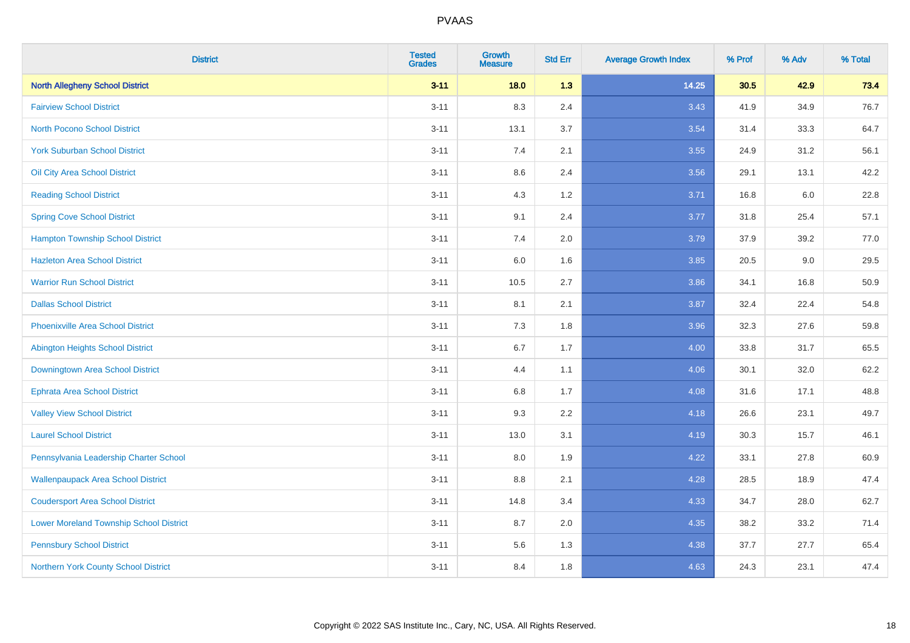# PVAAS

| District | Tested Grades | Growth Measure | Std Err | Average Growth Index | % Prof | % Adv | % Total |
|---|---|---|---|---|---|---|---|
| **North Allegheny School District** | **3-11** | **18.0** | **1.3** | **14.25** | **30.5** | **42.9** | **73.4** |
| Fairview School District | 3-11 | 8.3 | 2.4 | 3.43 | 41.9 | 34.9 | 76.7 |
| North Pocono School District | 3-11 | 13.1 | 3.7 | 3.54 | 31.4 | 33.3 | 64.7 |
| York Suburban School District | 3-11 | 7.4 | 2.1 | 3.55 | 24.9 | 31.2 | 56.1 |
| Oil City Area School District | 3-11 | 8.6 | 2.4 | 3.56 | 29.1 | 13.1 | 42.2 |
| Reading School District | 3-11 | 4.3 | 1.2 | 3.71 | 16.8 | 6.0 | 22.8 |
| Spring Cove School District | 3-11 | 9.1 | 2.4 | 3.77 | 31.8 | 25.4 | 57.1 |
| Hampton Township School District | 3-11 | 7.4 | 2.0 | 3.79 | 37.9 | 39.2 | 77.0 |
| Hazleton Area School District | 3-11 | 6.0 | 1.6 | 3.85 | 20.5 | 9.0 | 29.5 |
| Warrior Run School District | 3-11 | 10.5 | 2.7 | 3.86 | 34.1 | 16.8 | 50.9 |
| Dallas School District | 3-11 | 8.1 | 2.1 | 3.87 | 32.4 | 22.4 | 54.8 |
| Phoenixville Area School District | 3-11 | 7.3 | 1.8 | 3.96 | 32.3 | 27.6 | 59.8 |
| Abington Heights School District | 3-11 | 6.7 | 1.7 | 4.00 | 33.8 | 31.7 | 65.5 |
| Downingtown Area School District | 3-11 | 4.4 | 1.1 | 4.06 | 30.1 | 32.0 | 62.2 |
| Ephrata Area School District | 3-11 | 6.8 | 1.7 | 4.08 | 31.6 | 17.1 | 48.8 |
| Valley View School District | 3-11 | 9.3 | 2.2 | 4.18 | 26.6 | 23.1 | 49.7 |
| Laurel School District | 3-11 | 13.0 | 3.1 | 4.19 | 30.3 | 15.7 | 46.1 |
| Pennsylvania Leadership Charter School | 3-11 | 8.0 | 1.9 | 4.22 | 33.1 | 27.8 | 60.9 |
| Wallenpaupack Area School District | 3-11 | 8.8 | 2.1 | 4.28 | 28.5 | 18.9 | 47.4 |
| Coudersport Area School District | 3-11 | 14.8 | 3.4 | 4.33 | 34.7 | 28.0 | 62.7 |
| Lower Moreland Township School District | 3-11 | 8.7 | 2.0 | 4.35 | 38.2 | 33.2 | 71.4 |
| Pennsbury School District | 3-11 | 5.6 | 1.3 | 4.38 | 37.7 | 27.7 | 65.4 |
| Northern York County School District | 3-11 | 8.4 | 1.8 | 4.63 | 24.3 | 23.1 | 47.4 |

Copyright © 2022 SAS Institute Inc., Cary, NC, USA. All Rights Reserved.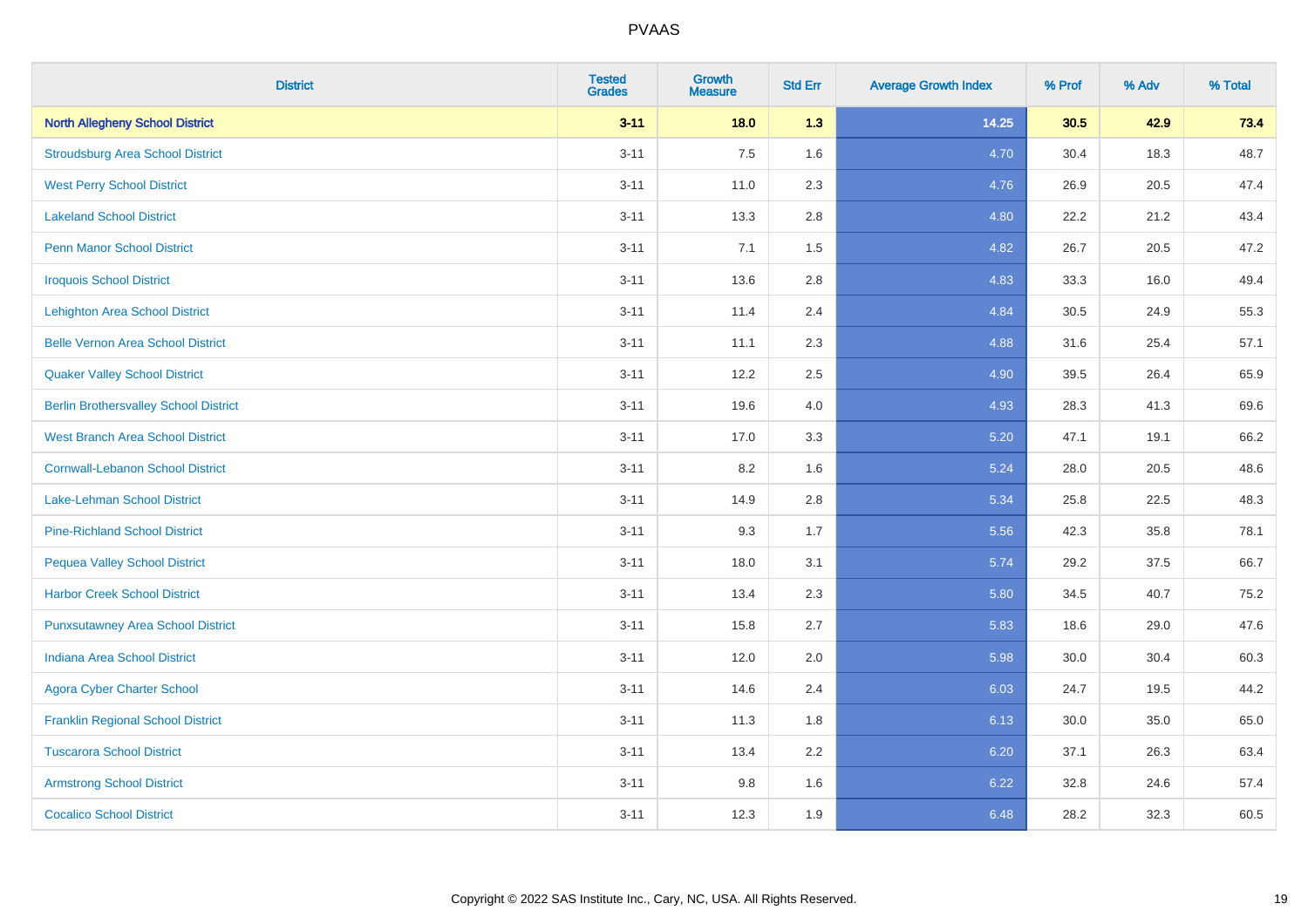| District | Tested Grades | Growth Measure | Std Err | Average Growth Index | % Prof | % Adv | % Total |
|---|---|---|---|---|---|---|---|
| **North Allegheny School District** | **3-11** | **18.0** | **1.3** | **14.25** | **30.5** | **42.9** | **73.4** |
| Stroudsburg Area School District | 3-11 | 7.5 | 1.6 | 4.70 | 30.4 | 18.3 | 48.7 |
| West Perry School District | 3-11 | 11.0 | 2.3 | 4.76 | 26.9 | 20.5 | 47.4 |
| Lakeland School District | 3-11 | 13.3 | 2.8 | 4.80 | 22.2 | 21.2 | 43.4 |
| Penn Manor School District | 3-11 | 7.1 | 1.5 | 4.82 | 26.7 | 20.5 | 47.2 |
| Iroquois School District | 3-11 | 13.6 | 2.8 | 4.83 | 33.3 | 16.0 | 49.4 |
| Lehighton Area School District | 3-11 | 11.4 | 2.4 | 4.84 | 30.5 | 24.9 | 55.3 |
| Belle Vernon Area School District | 3-11 | 11.1 | 2.3 | 4.88 | 31.6 | 25.4 | 57.1 |
| Quaker Valley School District | 3-11 | 12.2 | 2.5 | 4.90 | 39.5 | 26.4 | 65.9 |
| Berlin Brothersvalley School District | 3-11 | 19.6 | 4.0 | 4.93 | 28.3 | 41.3 | 69.6 |
| West Branch Area School District | 3-11 | 17.0 | 3.3 | 5.20 | 47.1 | 19.1 | 66.2 |
| Cornwall-Lebanon School District | 3-11 | 8.2 | 1.6 | 5.24 | 28.0 | 20.5 | 48.6 |
| Lake-Lehman School District | 3-11 | 14.9 | 2.8 | 5.34 | 25.8 | 22.5 | 48.3 |
| Pine-Richland School District | 3-11 | 9.3 | 1.7 | 5.56 | 42.3 | 35.8 | 78.1 |
| Pequea Valley School District | 3-11 | 18.0 | 3.1 | 5.74 | 29.2 | 37.5 | 66.7 |
| Harbor Creek School District | 3-11 | 13.4 | 2.3 | 5.80 | 34.5 | 40.7 | 75.2 |
| Punxsutawney Area School District | 3-11 | 15.8 | 2.7 | 5.83 | 18.6 | 29.0 | 47.6 |
| Indiana Area School District | 3-11 | 12.0 | 2.0 | 5.98 | 30.0 | 30.4 | 60.3 |
| Agora Cyber Charter School | 3-11 | 14.6 | 2.4 | 6.03 | 24.7 | 19.5 | 44.2 |
| Franklin Regional School District | 3-11 | 11.3 | 1.8 | 6.13 | 30.0 | 35.0 | 65.0 |
| Tuscarora School District | 3-11 | 13.4 | 2.2 | 6.20 | 37.1 | 26.3 | 63.4 |
| Armstrong School District | 3-11 | 9.8 | 1.6 | 6.22 | 32.8 | 24.6 | 57.4 |
| Cocalico School District | 3-11 | 12.3 | 1.9 | 6.48 | 28.2 | 32.3 | 60.5 |

Copyright © 2022 SAS Institute Inc., Cary, NC, USA. All Rights Reserved.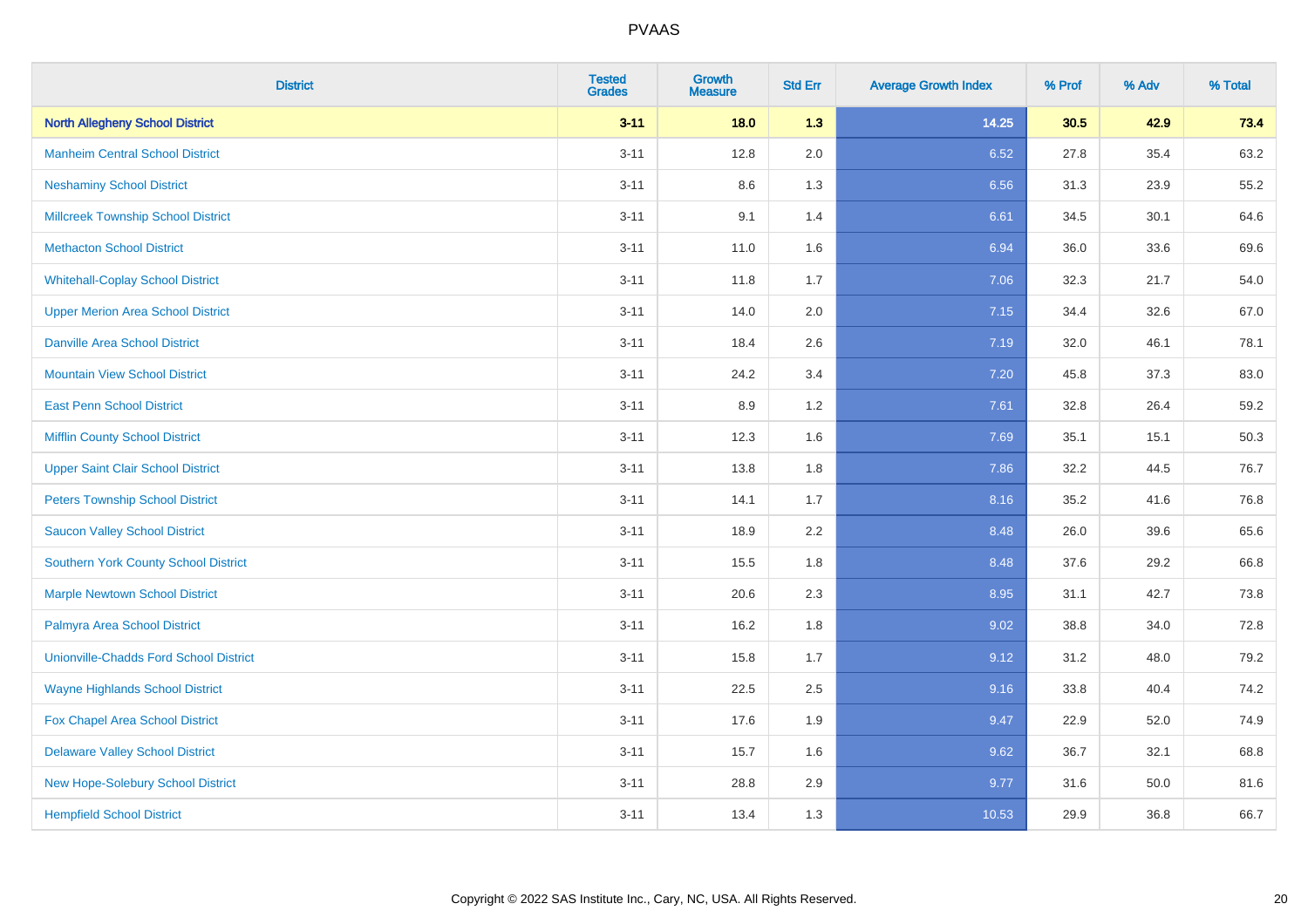| District | Tested Grades | Growth Measure | Std Err | Average Growth Index | % Prof | % Adv | % Total |
|---|---|---|---|---|---|---|---|
| **North Allegheny School District** | **3-11** | **18.0** | **1.3** | **14.25** | **30.5** | **42.9** | **73.4** |
| Manheim Central School District | 3-11 | 12.8 | 2.0 | 6.52 | 27.8 | 35.4 | 63.2 |
| Neshaminy School District | 3-11 | 8.6 | 1.3 | 6.56 | 31.3 | 23.9 | 55.2 |
| Millcreek Township School District | 3-11 | 9.1 | 1.4 | 6.61 | 34.5 | 30.1 | 64.6 |
| Methacton School District | 3-11 | 11.0 | 1.6 | 6.94 | 36.0 | 33.6 | 69.6 |
| Whitehall-Coplay School District | 3-11 | 11.8 | 1.7 | 7.06 | 32.3 | 21.7 | 54.0 |
| Upper Merion Area School District | 3-11 | 14.0 | 2.0 | 7.15 | 34.4 | 32.6 | 67.0 |
| Danville Area School District | 3-11 | 18.4 | 2.6 | 7.19 | 32.0 | 46.1 | 78.1 |
| Mountain View School District | 3-11 | 24.2 | 3.4 | 7.20 | 45.8 | 37.3 | 83.0 |
| East Penn School District | 3-11 | 8.9 | 1.2 | 7.61 | 32.8 | 26.4 | 59.2 |
| Mifflin County School District | 3-11 | 12.3 | 1.6 | 7.69 | 35.1 | 15.1 | 50.3 |
| Upper Saint Clair School District | 3-11 | 13.8 | 1.8 | 7.86 | 32.2 | 44.5 | 76.7 |
| Peters Township School District | 3-11 | 14.1 | 1.7 | 8.16 | 35.2 | 41.6 | 76.8 |
| Saucon Valley School District | 3-11 | 18.9 | 2.2 | 8.48 | 26.0 | 39.6 | 65.6 |
| Southern York County School District | 3-11 | 15.5 | 1.8 | 8.48 | 37.6 | 29.2 | 66.8 |
| Marple Newtown School District | 3-11 | 20.6 | 2.3 | 8.95 | 31.1 | 42.7 | 73.8 |
| Palmyra Area School District | 3-11 | 16.2 | 1.8 | 9.02 | 38.8 | 34.0 | 72.8 |
| Unionville-Chadds Ford School District | 3-11 | 15.8 | 1.7 | 9.12 | 31.2 | 48.0 | 79.2 |
| Wayne Highlands School District | 3-11 | 22.5 | 2.5 | 9.16 | 33.8 | 40.4 | 74.2 |
| Fox Chapel Area School District | 3-11 | 17.6 | 1.9 | 9.47 | 22.9 | 52.0 | 74.9 |
| Delaware Valley School District | 3-11 | 15.7 | 1.6 | 9.62 | 36.7 | 32.1 | 68.8 |
| New Hope-Solebury School District | 3-11 | 28.8 | 2.9 | 9.77 | 31.6 | 50.0 | 81.6 |
| Hempfield School District | 3-11 | 13.4 | 1.3 | 10.53 | 29.9 | 36.8 | 66.7 |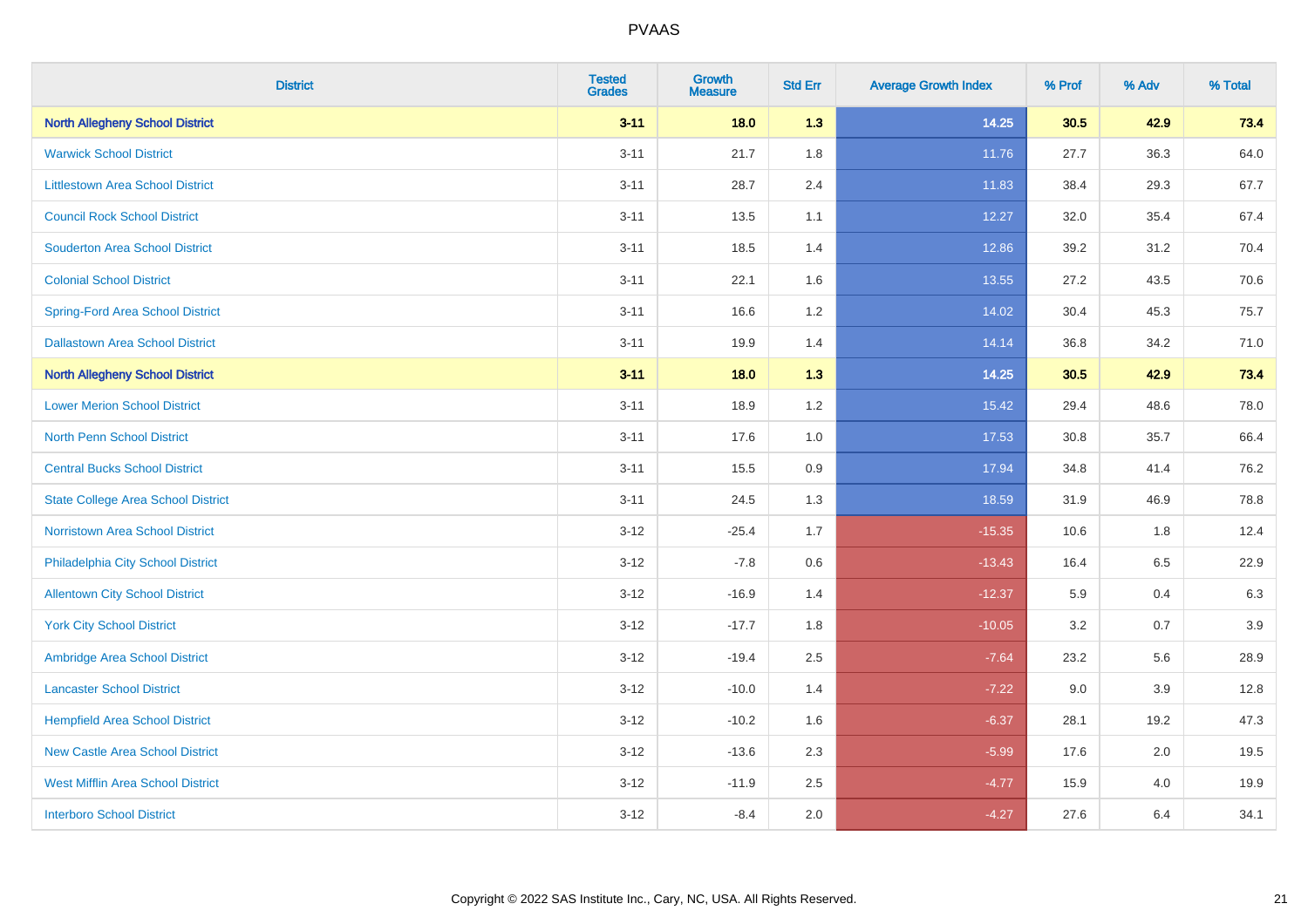| District | Tested Grades | Growth Measure | Std Err | Average Growth Index | % Prof | % Adv | % Total |
|---|---|---|---|---|---|---|---|
| **North Allegheny School District** | **3-11** | **18.0** | **1.3** | **14.25** | **30.5** | **42.9** | **73.4** |
| Warwick School District | 3-11 | 21.7 | 1.8 | 11.76 | 27.7 | 36.3 | 64.0 |
| Littlestown Area School District | 3-11 | 28.7 | 2.4 | 11.83 | 38.4 | 29.3 | 67.7 |
| Council Rock School District | 3-11 | 13.5 | 1.1 | 12.27 | 32.0 | 35.4 | 67.4 |
| Souderton Area School District | 3-11 | 18.5 | 1.4 | 12.86 | 39.2 | 31.2 | 70.4 |
| Colonial School District | 3-11 | 22.1 | 1.6 | 13.55 | 27.2 | 43.5 | 70.6 |
| Spring-Ford Area School District | 3-11 | 16.6 | 1.2 | 14.02 | 30.4 | 45.3 | 75.7 |
| Dallastown Area School District | 3-11 | 19.9 | 1.4 | 14.14 | 36.8 | 34.2 | 71.0 |
| **North Allegheny School District** | **3-11** | **18.0** | **1.3** | **14.25** | **30.5** | **42.9** | **73.4** |
| Lower Merion School District | 3-11 | 18.9 | 1.2 | 15.42 | 29.4 | 48.6 | 78.0 |
| North Penn School District | 3-11 | 17.6 | 1.0 | 17.53 | 30.8 | 35.7 | 66.4 |
| Central Bucks School District | 3-11 | 15.5 | 0.9 | 17.94 | 34.8 | 41.4 | 76.2 |
| State College Area School District | 3-11 | 24.5 | 1.3 | 18.59 | 31.9 | 46.9 | 78.8 |
| Norristown Area School District | 3-12 | -25.4 | 1.7 | -15.35 | 10.6 | 1.8 | 12.4 |
| Philadelphia City School District | 3-12 | -7.8 | 0.6 | -13.43 | 16.4 | 6.5 | 22.9 |
| Allentown City School District | 3-12 | -16.9 | 1.4 | -12.37 | 5.9 | 0.4 | 6.3 |
| York City School District | 3-12 | -17.7 | 1.8 | -10.05 | 3.2 | 0.7 | 3.9 |
| Ambridge Area School District | 3-12 | -19.4 | 2.5 | -7.64 | 23.2 | 5.6 | 28.9 |
| Lancaster School District | 3-12 | -10.0 | 1.4 | -7.22 | 9.0 | 3.9 | 12.8 |
| Hempfield Area School District | 3-12 | -10.2 | 1.6 | -6.37 | 28.1 | 19.2 | 47.3 |
| New Castle Area School District | 3-12 | -13.6 | 2.3 | -5.99 | 17.6 | 2.0 | 19.5 |
| West Mifflin Area School District | 3-12 | -11.9 | 2.5 | -4.77 | 15.9 | 4.0 | 19.9 |
| Interboro School District | 3-12 | -8.4 | 2.0 | -4.27 | 27.6 | 6.4 | 34.1 |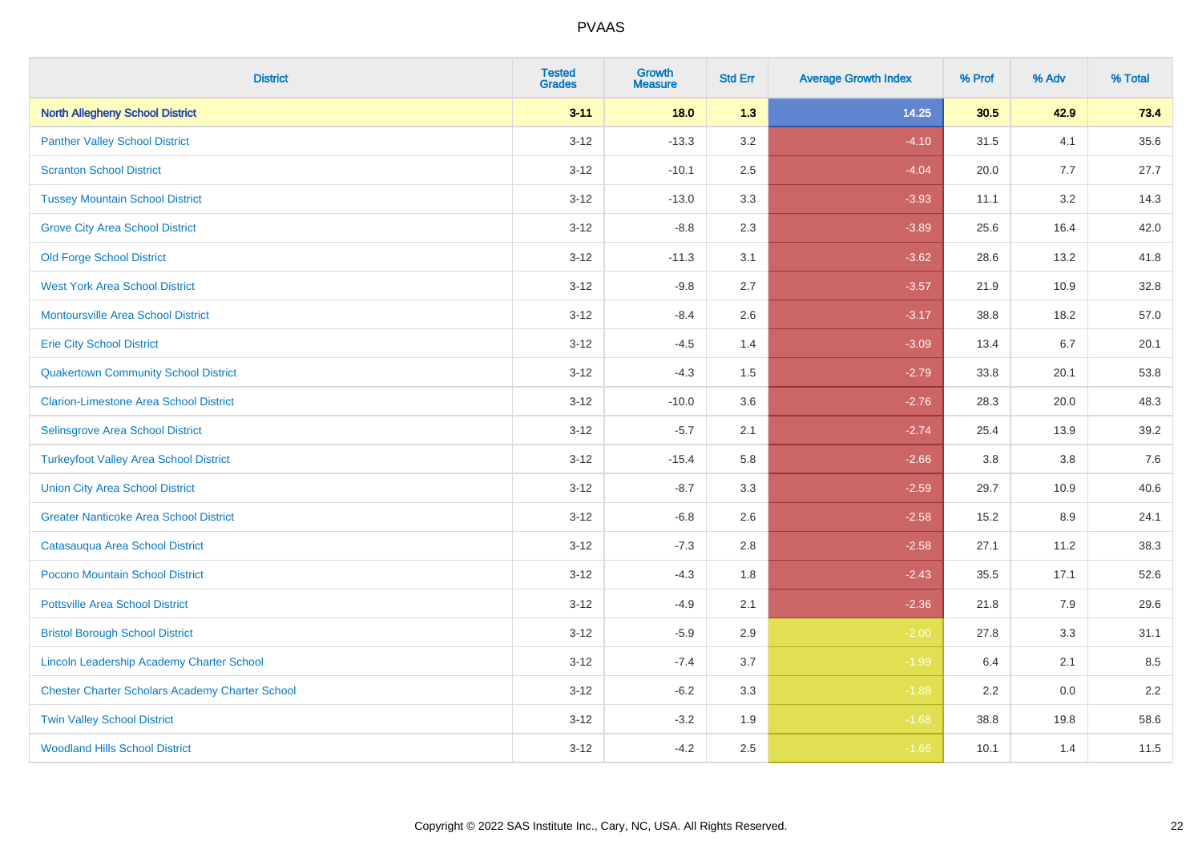# PVAAS

| District | Tested Grades | Growth Measure | Std Err | Average Growth Index | % Prof | % Adv | % Total |
|---|---|---|---|---|---|---|---|
| **North Allegheny School District** | **3-11** | **18.0** | **1.3** | **14.25** | **30.5** | **42.9** | **73.4** |
| Panther Valley School District | 3-12 | -13.3 | 3.2 | -4.10 | 31.5 | 4.1 | 35.6 |
| Scranton School District | 3-12 | -10.1 | 2.5 | -4.04 | 20.0 | 7.7 | 27.7 |
| Tussey Mountain School District | 3-12 | -13.0 | 3.3 | -3.93 | 11.1 | 3.2 | 14.3 |
| Grove City Area School District | 3-12 | -8.8 | 2.3 | -3.89 | 25.6 | 16.4 | 42.0 |
| Old Forge School District | 3-12 | -11.3 | 3.1 | -3.62 | 28.6 | 13.2 | 41.8 |
| West York Area School District | 3-12 | -9.8 | 2.7 | -3.57 | 21.9 | 10.9 | 32.8 |
| Montoursville Area School District | 3-12 | -8.4 | 2.6 | -3.17 | 38.8 | 18.2 | 57.0 |
| Erie City School District | 3-12 | -4.5 | 1.4 | -3.09 | 13.4 | 6.7 | 20.1 |
| Quakertown Community School District | 3-12 | -4.3 | 1.5 | -2.79 | 33.8 | 20.1 | 53.8 |
| Clarion-Limestone Area School District | 3-12 | -10.0 | 3.6 | -2.76 | 28.3 | 20.0 | 48.3 |
| Selinsgrove Area School District | 3-12 | -5.7 | 2.1 | -2.74 | 25.4 | 13.9 | 39.2 |
| Turkeyfoot Valley Area School District | 3-12 | -15.4 | 5.8 | -2.66 | 3.8 | 3.8 | 7.6 |
| Union City Area School District | 3-12 | -8.7 | 3.3 | -2.59 | 29.7 | 10.9 | 40.6 |
| Greater Nanticoke Area School District | 3-12 | -6.8 | 2.6 | -2.58 | 15.2 | 8.9 | 24.1 |
| Catasauqua Area School District | 3-12 | -7.3 | 2.8 | -2.58 | 27.1 | 11.2 | 38.3 |
| Pocono Mountain School District | 3-12 | -4.3 | 1.8 | -2.43 | 35.5 | 17.1 | 52.6 |
| Pottsville Area School District | 3-12 | -4.9 | 2.1 | -2.36 | 21.8 | 7.9 | 29.6 |
| Bristol Borough School District | 3-12 | -5.9 | 2.9 | -2.00 | 27.8 | 3.3 | 31.1 |
| Lincoln Leadership Academy Charter School | 3-12 | -7.4 | 3.7 | -1.99 | 6.4 | 2.1 | 8.5 |
| Chester Charter Scholars Academy Charter School | 3-12 | -6.2 | 3.3 | -1.88 | 2.2 | 0.0 | 2.2 |
| Twin Valley School District | 3-12 | -3.2 | 1.9 | -1.68 | 38.8 | 19.8 | 58.6 |
| Woodland Hills School District | 3-12 | -4.2 | 2.5 | -1.66 | 10.1 | 1.4 | 11.5 |

Copyright © 2022 SAS Institute Inc., Cary, NC, USA. All Rights Reserved.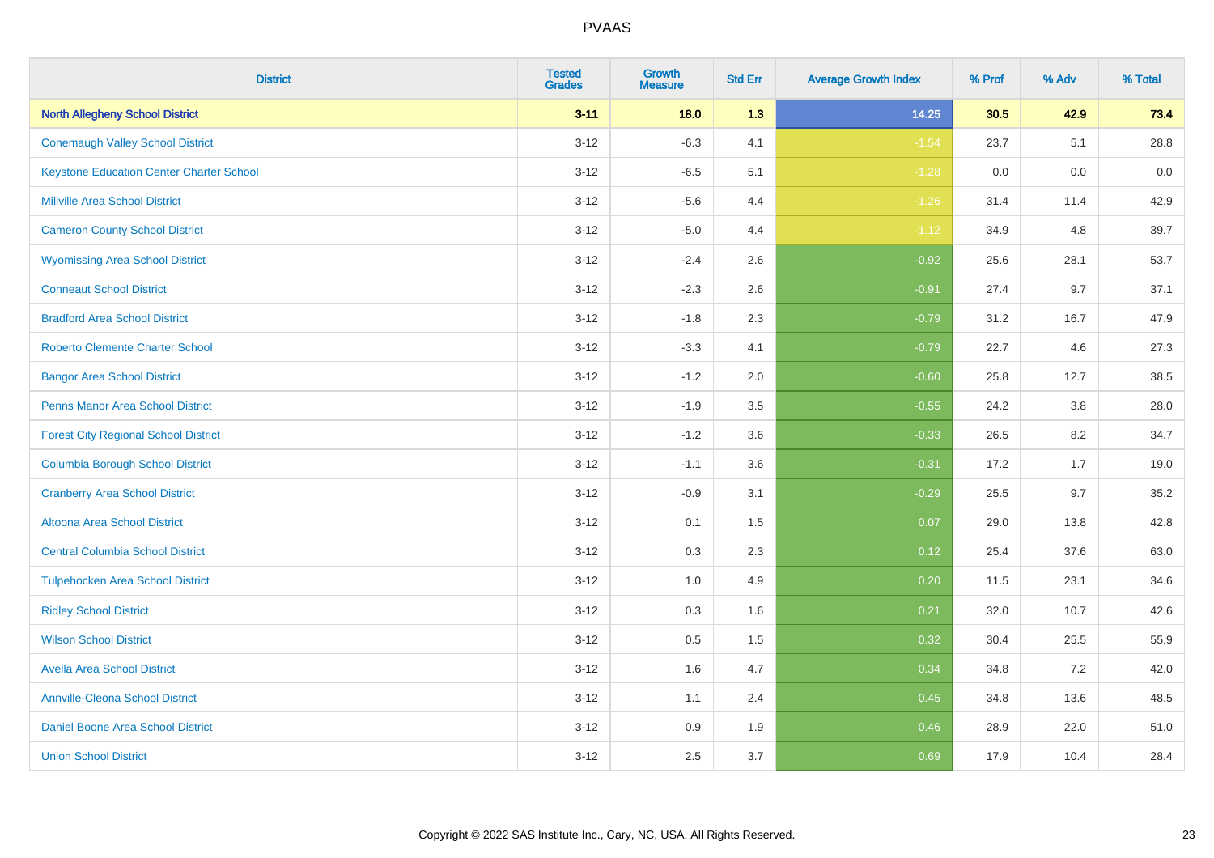# PVAAS

| District | Tested Grades | Growth Measure | Std Err | Average Growth Index | % Prof | % Adv | % Total |
|---|---|---|---|---|---|---|---|
| **North Allegheny School District** | **3-11** | **18.0** | **1.3** | **14.25** | **30.5** | **42.9** | **73.4** |
| Conemaugh Valley School District | 3-12 | -6.3 | 4.1 | -1.54 | 23.7 | 5.1 | 28.8 |
| Keystone Education Center Charter School | 3-12 | -6.5 | 5.1 | -1.28 | 0.0 | 0.0 | 0.0 |
| Millville Area School District | 3-12 | -5.6 | 4.4 | -1.26 | 31.4 | 11.4 | 42.9 |
| Cameron County School District | 3-12 | -5.0 | 4.4 | -1.12 | 34.9 | 4.8 | 39.7 |
| Wyomissing Area School District | 3-12 | -2.4 | 2.6 | -0.92 | 25.6 | 28.1 | 53.7 |
| Conneaut School District | 3-12 | -2.3 | 2.6 | -0.91 | 27.4 | 9.7 | 37.1 |
| Bradford Area School District | 3-12 | -1.8 | 2.3 | -0.79 | 31.2 | 16.7 | 47.9 |
| Roberto Clemente Charter School | 3-12 | -3.3 | 4.1 | -0.79 | 22.7 | 4.6 | 27.3 |
| Bangor Area School District | 3-12 | -1.2 | 2.0 | -0.60 | 25.8 | 12.7 | 38.5 |
| Penns Manor Area School District | 3-12 | -1.9 | 3.5 | -0.55 | 24.2 | 3.8 | 28.0 |
| Forest City Regional School District | 3-12 | -1.2 | 3.6 | -0.33 | 26.5 | 8.2 | 34.7 |
| Columbia Borough School District | 3-12 | -1.1 | 3.6 | -0.31 | 17.2 | 1.7 | 19.0 |
| Cranberry Area School District | 3-12 | -0.9 | 3.1 | -0.29 | 25.5 | 9.7 | 35.2 |
| Altoona Area School District | 3-12 | 0.1 | 1.5 | 0.07 | 29.0 | 13.8 | 42.8 |
| Central Columbia School District | 3-12 | 0.3 | 2.3 | 0.12 | 25.4 | 37.6 | 63.0 |
| Tulpehocken Area School District | 3-12 | 1.0 | 4.9 | 0.20 | 11.5 | 23.1 | 34.6 |
| Ridley School District | 3-12 | 0.3 | 1.6 | 0.21 | 32.0 | 10.7 | 42.6 |
| Wilson School District | 3-12 | 0.5 | 1.5 | 0.32 | 30.4 | 25.5 | 55.9 |
| Avella Area School District | 3-12 | 1.6 | 4.7 | 0.34 | 34.8 | 7.2 | 42.0 |
| Annville-Cleona School District | 3-12 | 1.1 | 2.4 | 0.45 | 34.8 | 13.6 | 48.5 |
| Daniel Boone Area School District | 3-12 | 0.9 | 1.9 | 0.46 | 28.9 | 22.0 | 51.0 |
| Union School District | 3-12 | 2.5 | 3.7 | 0.69 | 17.9 | 10.4 | 28.4 |

Copyright © 2022 SAS Institute Inc., Cary, NC, USA. All Rights Reserved.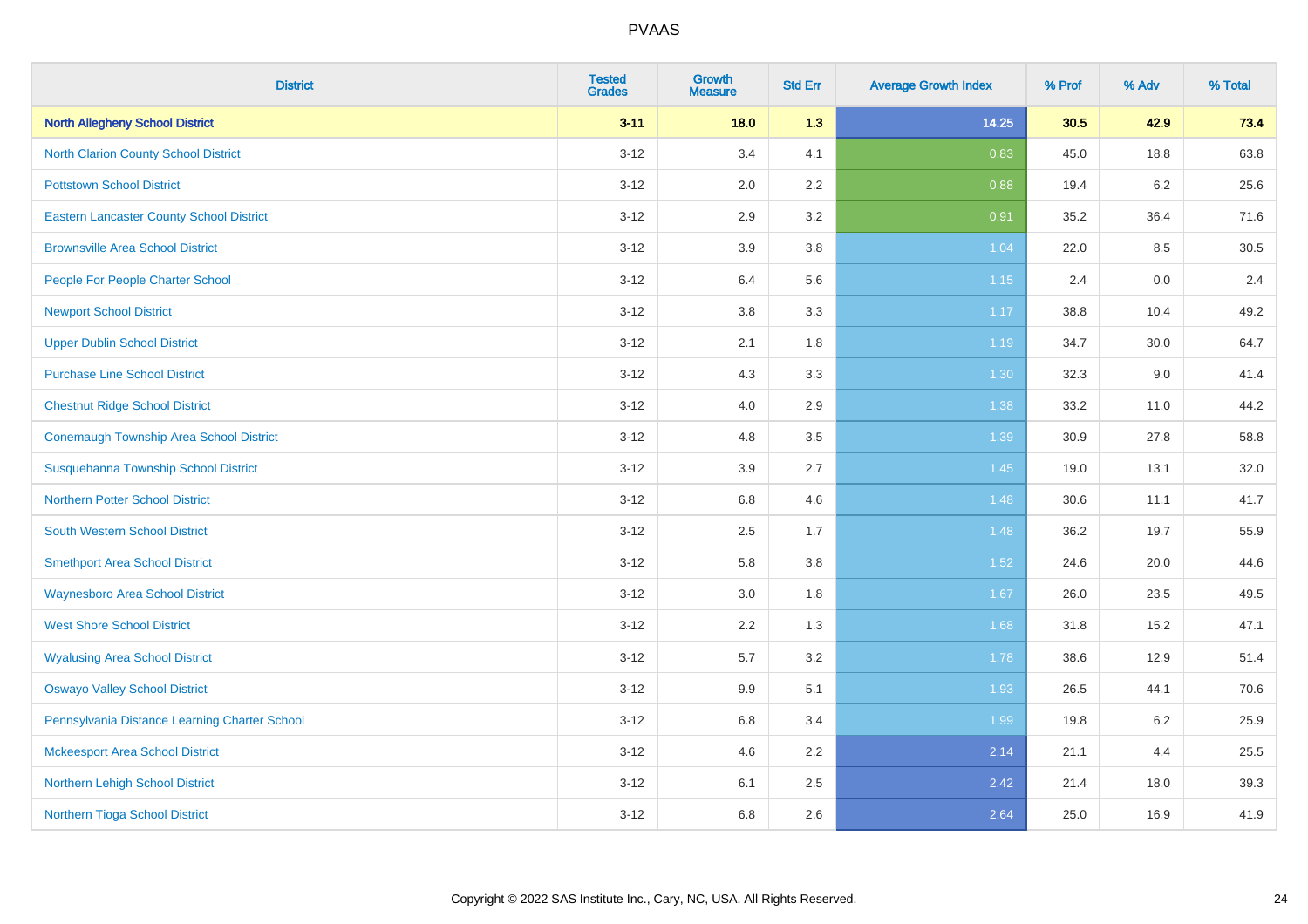# PVAAS

| District | Tested Grades | Growth Measure | Std Err | Average Growth Index | % Prof | % Adv | % Total |
|---|---|---|---|---|---|---|---|
| **North Allegheny School District** | **3-11** | **18.0** | **1.3** | **14.25** | **30.5** | **42.9** | **73.4** |
| North Clarion County School District | 3-12 | 3.4 | 4.1 | 0.83 | 45.0 | 18.8 | 63.8 |
| Pottstown School District | 3-12 | 2.0 | 2.2 | 0.88 | 19.4 | 6.2 | 25.6 |
| Eastern Lancaster County School District | 3-12 | 2.9 | 3.2 | 0.91 | 35.2 | 36.4 | 71.6 |
| Brownsville Area School District | 3-12 | 3.9 | 3.8 | 1.04 | 22.0 | 8.5 | 30.5 |
| People For People Charter School | 3-12 | 6.4 | 5.6 | 1.15 | 2.4 | 0.0 | 2.4 |
| Newport School District | 3-12 | 3.8 | 3.3 | 1.17 | 38.8 | 10.4 | 49.2 |
| Upper Dublin School District | 3-12 | 2.1 | 1.8 | 1.19 | 34.7 | 30.0 | 64.7 |
| Purchase Line School District | 3-12 | 4.3 | 3.3 | 1.30 | 32.3 | 9.0 | 41.4 |
| Chestnut Ridge School District | 3-12 | 4.0 | 2.9 | 1.38 | 33.2 | 11.0 | 44.2 |
| Conemaugh Township Area School District | 3-12 | 4.8 | 3.5 | 1.39 | 30.9 | 27.8 | 58.8 |
| Susquehanna Township School District | 3-12 | 3.9 | 2.7 | 1.45 | 19.0 | 13.1 | 32.0 |
| Northern Potter School District | 3-12 | 6.8 | 4.6 | 1.48 | 30.6 | 11.1 | 41.7 |
| South Western School District | 3-12 | 2.5 | 1.7 | 1.48 | 36.2 | 19.7 | 55.9 |
| Smethport Area School District | 3-12 | 5.8 | 3.8 | 1.52 | 24.6 | 20.0 | 44.6 |
| Waynesboro Area School District | 3-12 | 3.0 | 1.8 | 1.67 | 26.0 | 23.5 | 49.5 |
| West Shore School District | 3-12 | 2.2 | 1.3 | 1.68 | 31.8 | 15.2 | 47.1 |
| Wyalusing Area School District | 3-12 | 5.7 | 3.2 | 1.78 | 38.6 | 12.9 | 51.4 |
| Oswayo Valley School District | 3-12 | 9.9 | 5.1 | 1.93 | 26.5 | 44.1 | 70.6 |
| Pennsylvania Distance Learning Charter School | 3-12 | 6.8 | 3.4 | 1.99 | 19.8 | 6.2 | 25.9 |
| Mckeesport Area School District | 3-12 | 4.6 | 2.2 | 2.14 | 21.1 | 4.4 | 25.5 |
| Northern Lehigh School District | 3-12 | 6.1 | 2.5 | 2.42 | 21.4 | 18.0 | 39.3 |
| Northern Tioga School District | 3-12 | 6.8 | 2.6 | 2.64 | 25.0 | 16.9 | 41.9 |

Copyright © 2022 SAS Institute Inc., Cary, NC, USA. All Rights Reserved.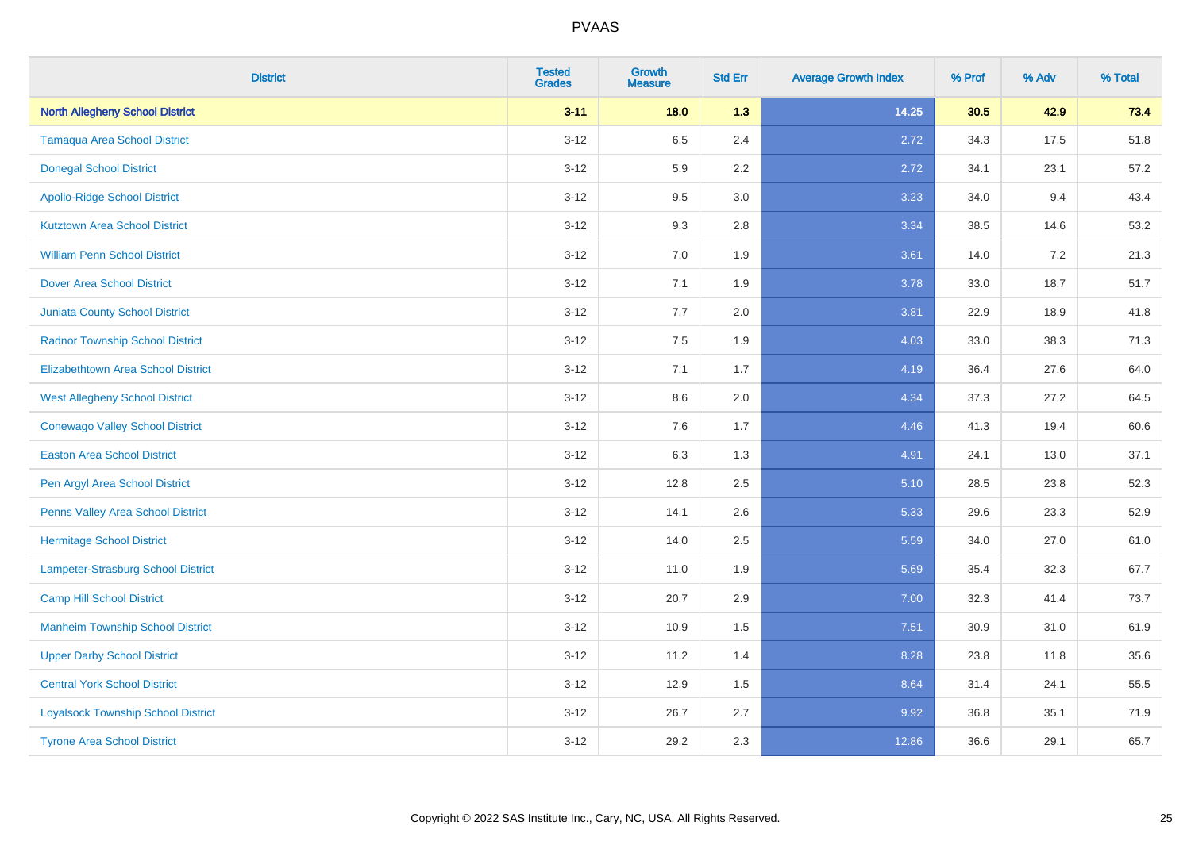| District | Tested Grades | Growth Measure | Std Err | Average Growth Index | % Prof | % Adv | % Total |
|---|---|---|---|---|---|---|---|
| **North Allegheny School District** | **3-11** | **18.0** | **1.3** | **14.25** | **30.5** | **42.9** | **73.4** |
| Tamaqua Area School District | 3-12 | 6.5 | 2.4 | 2.72 | 34.3 | 17.5 | 51.8 |
| Donegal School District | 3-12 | 5.9 | 2.2 | 2.72 | 34.1 | 23.1 | 57.2 |
| Apollo-Ridge School District | 3-12 | 9.5 | 3.0 | 3.23 | 34.0 | 9.4 | 43.4 |
| Kutztown Area School District | 3-12 | 9.3 | 2.8 | 3.34 | 38.5 | 14.6 | 53.2 |
| William Penn School District | 3-12 | 7.0 | 1.9 | 3.61 | 14.0 | 7.2 | 21.3 |
| Dover Area School District | 3-12 | 7.1 | 1.9 | 3.78 | 33.0 | 18.7 | 51.7 |
| Juniata County School District | 3-12 | 7.7 | 2.0 | 3.81 | 22.9 | 18.9 | 41.8 |
| Radnor Township School District | 3-12 | 7.5 | 1.9 | 4.03 | 33.0 | 38.3 | 71.3 |
| Elizabethtown Area School District | 3-12 | 7.1 | 1.7 | 4.19 | 36.4 | 27.6 | 64.0 |
| West Allegheny School District | 3-12 | 8.6 | 2.0 | 4.34 | 37.3 | 27.2 | 64.5 |
| Conewago Valley School District | 3-12 | 7.6 | 1.7 | 4.46 | 41.3 | 19.4 | 60.6 |
| Easton Area School District | 3-12 | 6.3 | 1.3 | 4.91 | 24.1 | 13.0 | 37.1 |
| Pen Argyl Area School District | 3-12 | 12.8 | 2.5 | 5.10 | 28.5 | 23.8 | 52.3 |
| Penns Valley Area School District | 3-12 | 14.1 | 2.6 | 5.33 | 29.6 | 23.3 | 52.9 |
| Hermitage School District | 3-12 | 14.0 | 2.5 | 5.59 | 34.0 | 27.0 | 61.0 |
| Lampeter-Strasburg School District | 3-12 | 11.0 | 1.9 | 5.69 | 35.4 | 32.3 | 67.7 |
| Camp Hill School District | 3-12 | 20.7 | 2.9 | 7.00 | 32.3 | 41.4 | 73.7 |
| Manheim Township School District | 3-12 | 10.9 | 1.5 | 7.51 | 30.9 | 31.0 | 61.9 |
| Upper Darby School District | 3-12 | 11.2 | 1.4 | 8.28 | 23.8 | 11.8 | 35.6 |
| Central York School District | 3-12 | 12.9 | 1.5 | 8.64 | 31.4 | 24.1 | 55.5 |
| Loyalsock Township School District | 3-12 | 26.7 | 2.7 | 9.92 | 36.8 | 35.1 | 71.9 |
| Tyrone Area School District | 3-12 | 29.2 | 2.3 | 12.86 | 36.6 | 29.1 | 65.7 |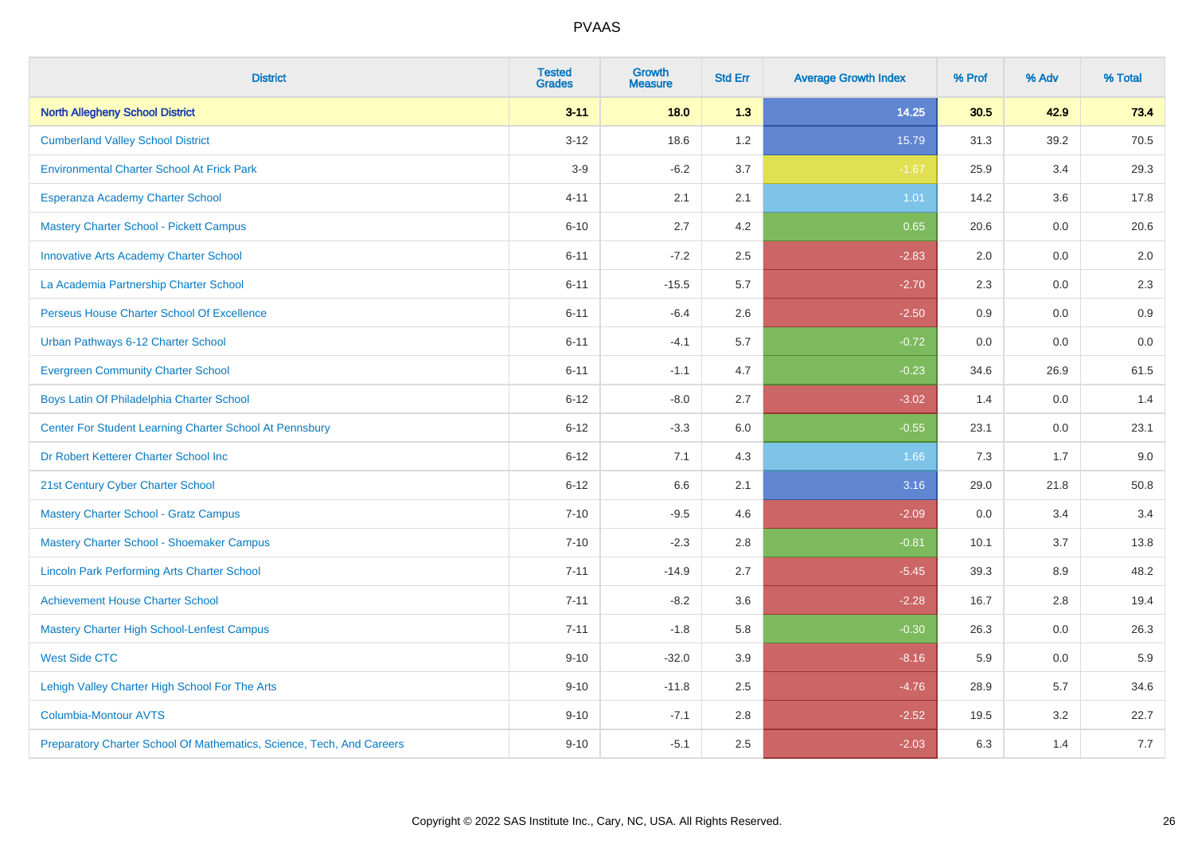# PVAAS

| District | Tested Grades | Growth Measure | Std Err | Average Growth Index | % Prof | % Adv | % Total |
|---|---|---|---|---|---|---|---|
| **North Allegheny School District** | **3-11** | **18.0** | **1.3** | **14.25** | **30.5** | **42.9** | **73.4** |
| Cumberland Valley School District | 3-12 | 18.6 | 1.2 | 15.79 | 31.3 | 39.2 | 70.5 |
| Environmental Charter School At Frick Park | 3-9 | -6.2 | 3.7 | -1.67 | 25.9 | 3.4 | 29.3 |
| Esperanza Academy Charter School | 4-11 | 2.1 | 2.1 | 1.01 | 14.2 | 3.6 | 17.8 |
| Mastery Charter School - Pickett Campus | 6-10 | 2.7 | 4.2 | 0.65 | 20.6 | 0.0 | 20.6 |
| Innovative Arts Academy Charter School | 6-11 | -7.2 | 2.5 | -2.83 | 2.0 | 0.0 | 2.0 |
| La Academia Partnership Charter School | 6-11 | -15.5 | 5.7 | -2.70 | 2.3 | 0.0 | 2.3 |
| Perseus House Charter School Of Excellence | 6-11 | -6.4 | 2.6 | -2.50 | 0.9 | 0.0 | 0.9 |
| Urban Pathways 6-12 Charter School | 6-11 | -4.1 | 5.7 | -0.72 | 0.0 | 0.0 | 0.0 |
| Evergreen Community Charter School | 6-11 | -1.1 | 4.7 | -0.23 | 34.6 | 26.9 | 61.5 |
| Boys Latin Of Philadelphia Charter School | 6-12 | -8.0 | 2.7 | -3.02 | 1.4 | 0.0 | 1.4 |
| Center For Student Learning Charter School At Pennsbury | 6-12 | -3.3 | 6.0 | -0.55 | 23.1 | 0.0 | 23.1 |
| Dr Robert Ketterer Charter School Inc | 6-12 | 7.1 | 4.3 | 1.66 | 7.3 | 1.7 | 9.0 |
| 21st Century Cyber Charter School | 6-12 | 6.6 | 2.1 | 3.16 | 29.0 | 21.8 | 50.8 |
| Mastery Charter School - Gratz Campus | 7-10 | -9.5 | 4.6 | -2.09 | 0.0 | 3.4 | 3.4 |
| Mastery Charter School - Shoemaker Campus | 7-10 | -2.3 | 2.8 | -0.81 | 10.1 | 3.7 | 13.8 |
| Lincoln Park Performing Arts Charter School | 7-11 | -14.9 | 2.7 | -5.45 | 39.3 | 8.9 | 48.2 |
| Achievement House Charter School | 7-11 | -8.2 | 3.6 | -2.28 | 16.7 | 2.8 | 19.4 |
| Mastery Charter High School-Lenfest Campus | 7-11 | -1.8 | 5.8 | -0.30 | 26.3 | 0.0 | 26.3 |
| West Side CTC | 9-10 | -32.0 | 3.9 | -8.16 | 5.9 | 0.0 | 5.9 |
| Lehigh Valley Charter High School For The Arts | 9-10 | -11.8 | 2.5 | -4.76 | 28.9 | 5.7 | 34.6 |
| Columbia-Montour AVTS | 9-10 | -7.1 | 2.8 | -2.52 | 19.5 | 3.2 | 22.7 |
| Preparatory Charter School Of Mathematics, Science, Tech, And Careers | 9-10 | -5.1 | 2.5 | -2.03 | 6.3 | 1.4 | 7.7 |

Copyright © 2022 SAS Institute Inc., Cary, NC, USA. All Rights Reserved.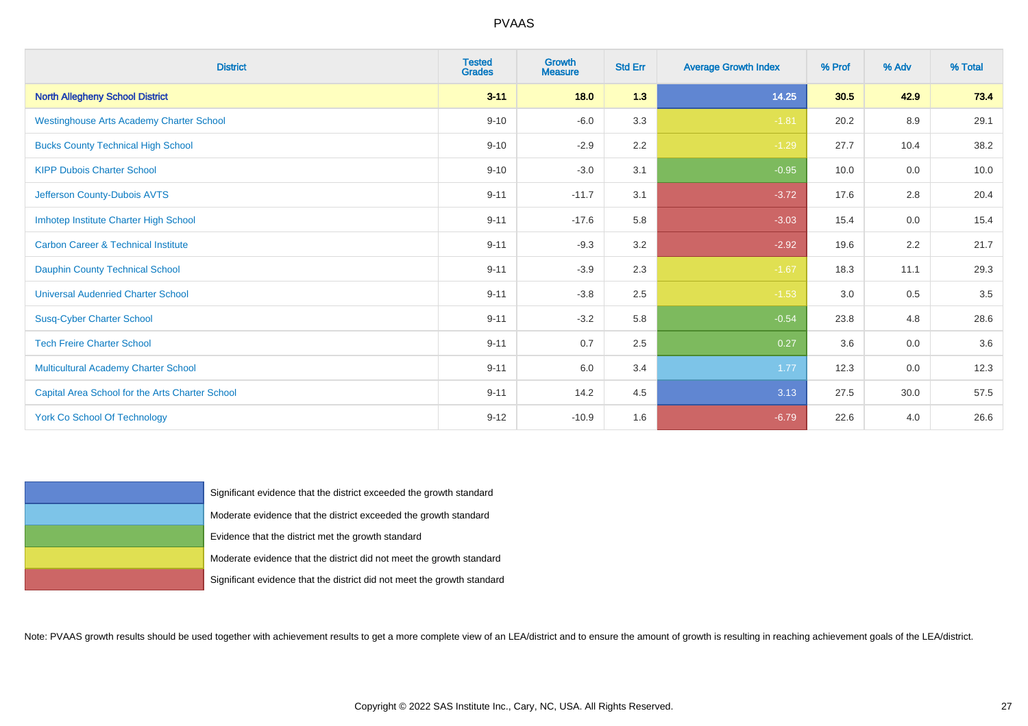# PVAAS

| District | Tested Grades | Growth Measure | Std Err | Average Growth Index | % Prof | % Adv | % Total |
|---|---|---|---|---|---|---|---|
| **North Allegheny School District** | **3-11** | **18.0** | **1.3** | **14.25** | **30.5** | **42.9** | **73.4** |
| Westinghouse Arts Academy Charter School | 9-10 | -6.0 | 3.3 | -1.81 | 20.2 | 8.9 | 29.1 |
| Bucks County Technical High School | 9-10 | -2.9 | 2.2 | -1.29 | 27.7 | 10.4 | 38.2 |
| KIPP Dubois Charter School | 9-10 | -3.0 | 3.1 | -0.95 | 10.0 | 0.0 | 10.0 |
| Jefferson County-Dubois AVTS | 9-11 | -11.7 | 3.1 | -3.72 | 17.6 | 2.8 | 20.4 |
| Imhotep Institute Charter High School | 9-11 | -17.6 | 5.8 | -3.03 | 15.4 | 0.0 | 15.4 |
| Carbon Career & Technical Institute | 9-11 | -9.3 | 3.2 | -2.92 | 19.6 | 2.2 | 21.7 |
| Dauphin County Technical School | 9-11 | -3.9 | 2.3 | -1.67 | 18.3 | 11.1 | 29.3 |
| Universal Audenried Charter School | 9-11 | -3.8 | 2.5 | -1.53 | 3.0 | 0.5 | 3.5 |
| Susq-Cyber Charter School | 9-11 | -3.2 | 5.8 | -0.54 | 23.8 | 4.8 | 28.6 |
| Tech Freire Charter School | 9-11 | 0.7 | 2.5 | 0.27 | 3.6 | 0.0 | 3.6 |
| Multicultural Academy Charter School | 9-11 | 6.0 | 3.4 | 1.77 | 12.3 | 0.0 | 12.3 |
| Capital Area School for the Arts Charter School | 9-11 | 14.2 | 4.5 | 3.13 | 27.5 | 30.0 | 57.5 |
| York Co School Of Technology | 9-12 | -10.9 | 1.6 | -6.79 | 22.6 | 4.0 | 26.6 |

Significant evidence that the district exceeded the growth standard

Moderate evidence that the district exceeded the growth standard

Evidence that the district met the growth standard

Moderate evidence that the district did not meet the growth standard

Significant evidence that the district did not meet the growth standard

Note: PVAAS growth results should be used together with achievement results to get a more complete view of an LEA/district and to ensure the amount of growth is resulting in reaching achievement goals of the LEA/district.

Copyright © 2022 SAS Institute Inc., Cary, NC, USA. All Rights Reserved.